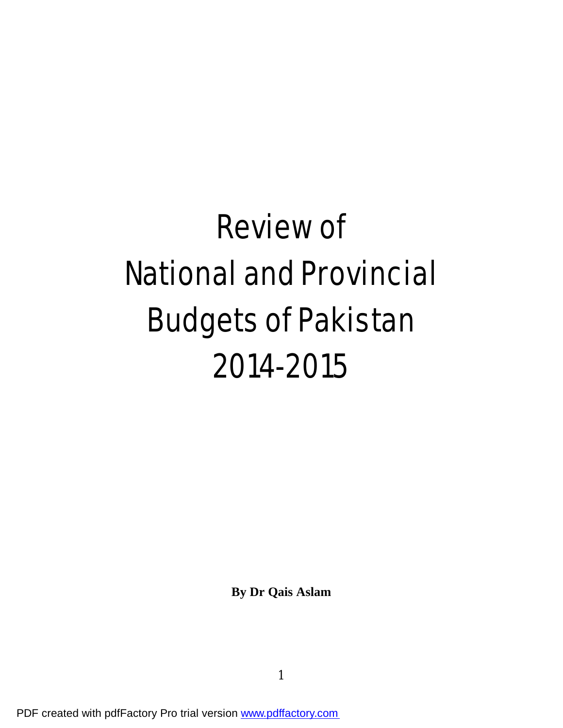# Review of National and Provincial Budgets of Pakistan 2014-2015

**By Dr Qais Aslam**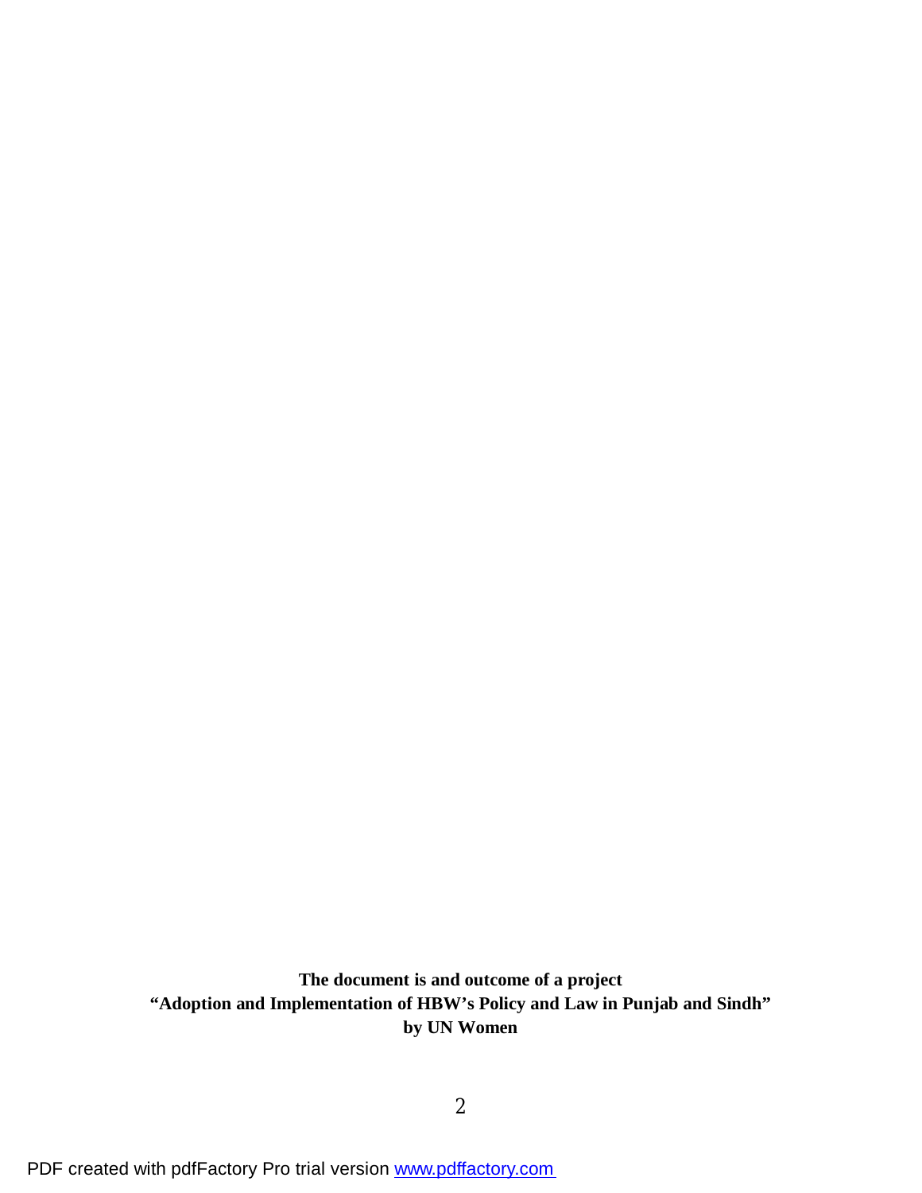**The document is and outcome of a project**
**“Adoption and Implementation of HBW’s Policy and Law in Punjab and Sindh”**
**by UN Women**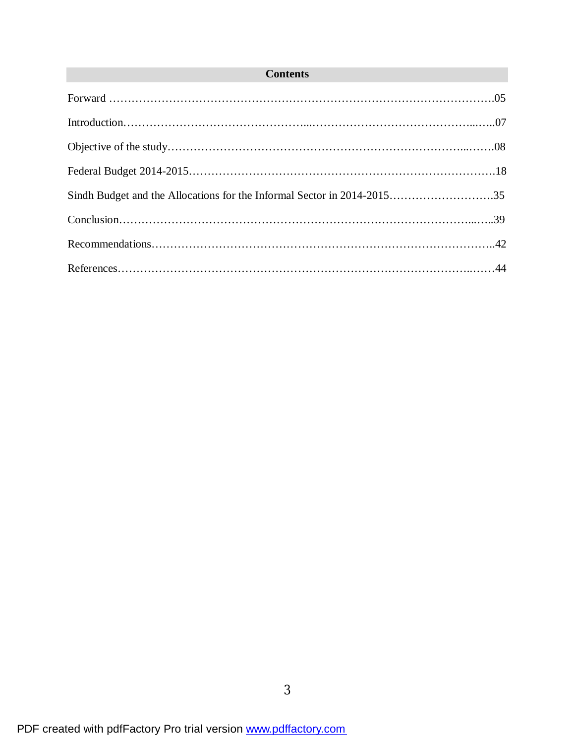# Contents

Forward ……………………………………………………………………………………….05

Introduction……………………………………………...…………………………………...…..07

Objective of the study………………………………………………………………………...…….08

Federal Budget 2014-2015………………………………………………………………………….18

Sindh Budget and the Allocations for the Informal Sector in 2014-2015……………………….35

Conclusion……………………………………………………………………………………...…..39

Recommendations………………………………………………………………………………..42

References……………………………………………………………………………………..……44

PDF created with pdfFactory Pro trial version www.pdffactory.com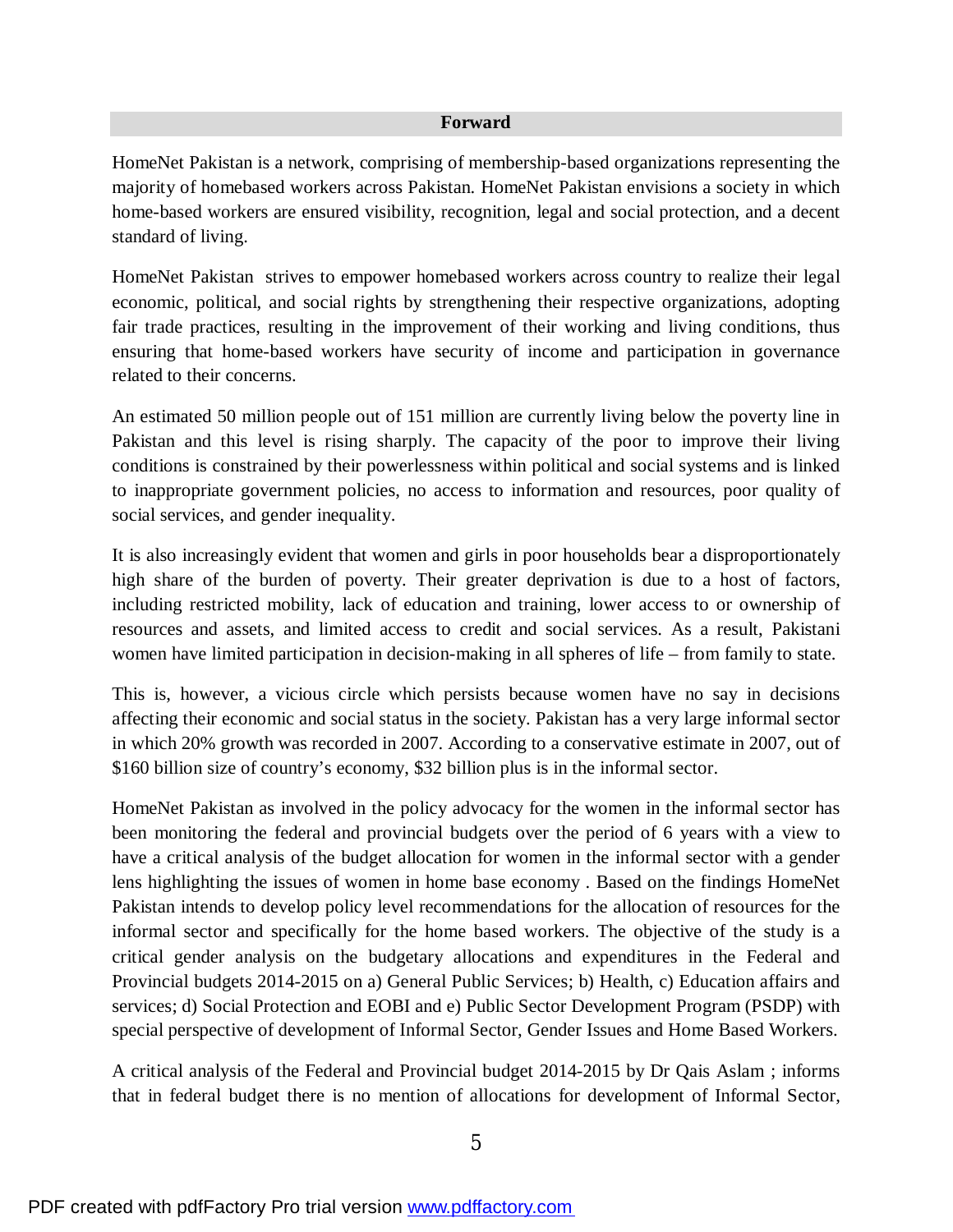## Forward

HomeNet Pakistan is a network, comprising of membership-based organizations representing the majority of homebased workers across Pakistan. HomeNet Pakistan envisions a society in which home-based workers are ensured visibility, recognition, legal and social protection, and a decent standard of living.

HomeNet Pakistan strives to empower homebased workers across country to realize their legal economic, political, and social rights by strengthening their respective organizations, adopting fair trade practices, resulting in the improvement of their working and living conditions, thus ensuring that home-based workers have security of income and participation in governance related to their concerns.

An estimated 50 million people out of 151 million are currently living below the poverty line in Pakistan and this level is rising sharply. The capacity of the poor to improve their living conditions is constrained by their powerlessness within political and social systems and is linked to inappropriate government policies, no access to information and resources, poor quality of social services, and gender inequality.

It is also increasingly evident that women and girls in poor households bear a disproportionately high share of the burden of poverty. Their greater deprivation is due to a host of factors, including restricted mobility, lack of education and training, lower access to or ownership of resources and assets, and limited access to credit and social services. As a result, Pakistani women have limited participation in decision-making in all spheres of life – from family to state.

This is, however, a vicious circle which persists because women have no say in decisions affecting their economic and social status in the society. Pakistan has a very large informal sector in which 20% growth was recorded in 2007. According to a conservative estimate in 2007, out of $160 billion size of country's economy, $32 billion plus is in the informal sector.

HomeNet Pakistan as involved in the policy advocacy for the women in the informal sector has been monitoring the federal and provincial budgets over the period of 6 years with a view to have a critical analysis of the budget allocation for women in the informal sector with a gender lens highlighting the issues of women in home base economy . Based on the findings HomeNet Pakistan intends to develop policy level recommendations for the allocation of resources for the informal sector and specifically for the home based workers. The objective of the study is a critical gender analysis on the budgetary allocations and expenditures in the Federal and Provincial budgets 2014-2015 on a) General Public Services; b) Health, c) Education affairs and services; d) Social Protection and EOBI and e) Public Sector Development Program (PSDP) with special perspective of development of Informal Sector, Gender Issues and Home Based Workers.

A critical analysis of the Federal and Provincial budget 2014-2015 by Dr Qais Aslam ; informs that in federal budget there is no mention of allocations for development of Informal Sector,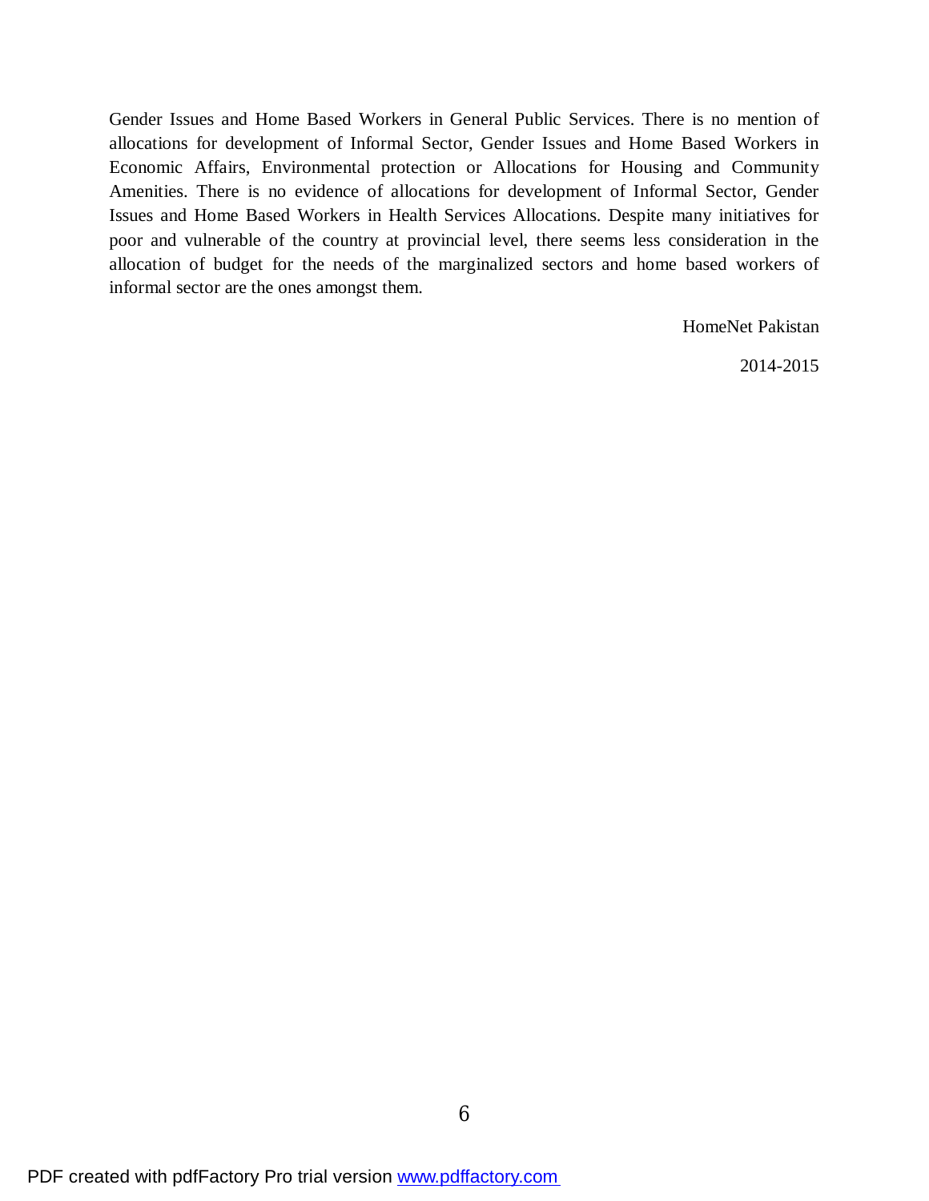Gender Issues and Home Based Workers in General Public Services. There is no mention of allocations for development of Informal Sector, Gender Issues and Home Based Workers in Economic Affairs, Environmental protection or Allocations for Housing and Community Amenities. There is no evidence of allocations for development of Informal Sector, Gender Issues and Home Based Workers in Health Services Allocations. Despite many initiatives for poor and vulnerable of the country at provincial level, there seems less consideration in the allocation of budget for the needs of the marginalized sectors and home based workers of informal sector are the ones amongst them.

HomeNet Pakistan

2014-2015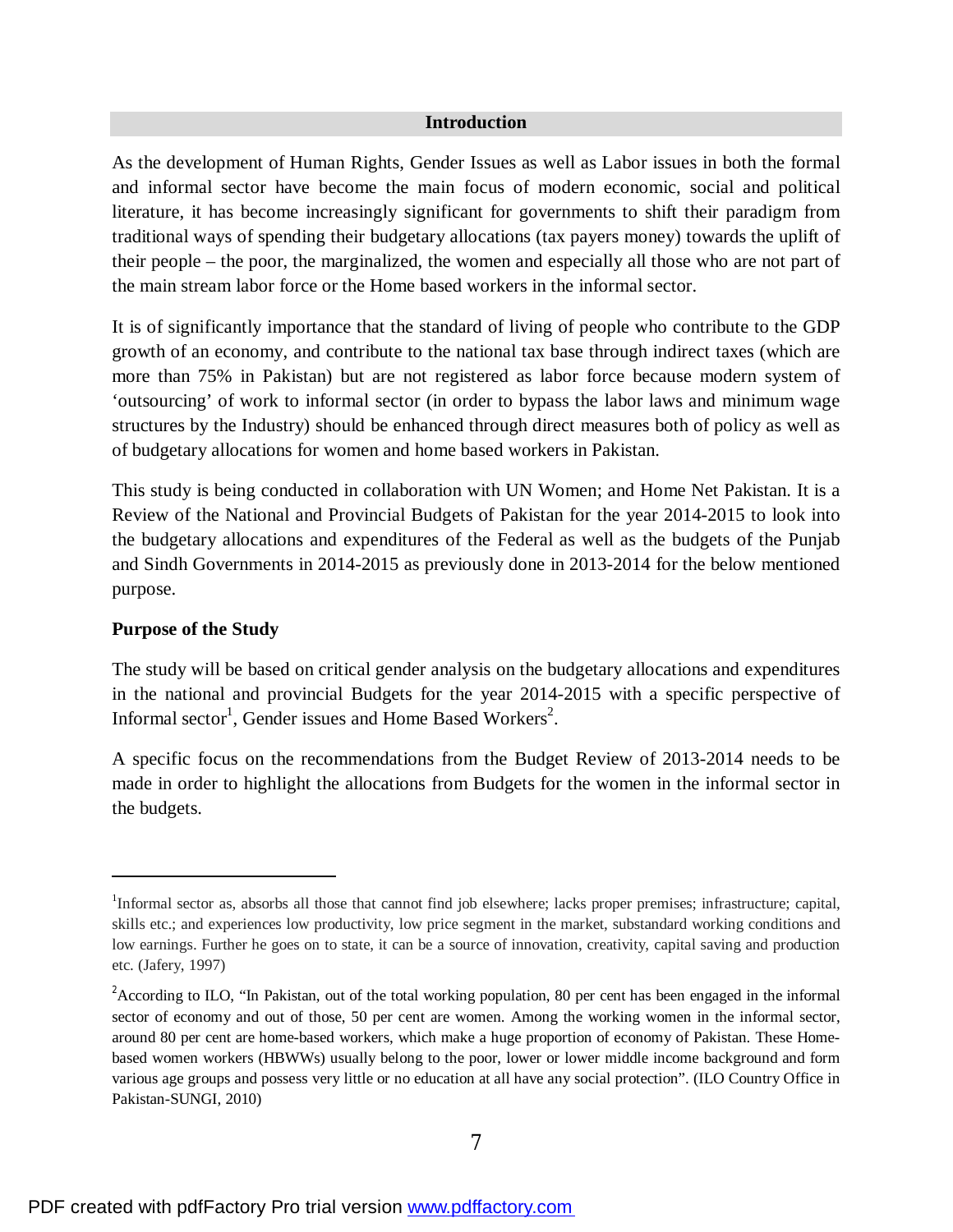## Introduction

As the development of Human Rights, Gender Issues as well as Labor issues in both the formal and informal sector have become the main focus of modern economic, social and political literature, it has become increasingly significant for governments to shift their paradigm from traditional ways of spending their budgetary allocations (tax payers money) towards the uplift of their people – the poor, the marginalized, the women and especially all those who are not part of the main stream labor force or the Home based workers in the informal sector.

It is of significantly importance that the standard of living of people who contribute to the GDP growth of an economy, and contribute to the national tax base through indirect taxes (which are more than 75% in Pakistan) but are not registered as labor force because modern system of 'outsourcing' of work to informal sector (in order to bypass the labor laws and minimum wage structures by the Industry) should be enhanced through direct measures both of policy as well as of budgetary allocations for women and home based workers in Pakistan.

This study is being conducted in collaboration with UN Women; and Home Net Pakistan. It is a Review of the National and Provincial Budgets of Pakistan for the year 2014-2015 to look into the budgetary allocations and expenditures of the Federal as well as the budgets of the Punjab and Sindh Governments in 2014-2015 as previously done in 2013-2014 for the below mentioned purpose.

**Purpose of the Study**

The study will be based on critical gender analysis on the budgetary allocations and expenditures in the national and provincial Budgets for the year 2014-2015 with a specific perspective of Informal sector[1], Gender issues and Home Based Workers[2].

A specific focus on the recommendations from the Budget Review of 2013-2014 needs to be made in order to highlight the allocations from Budgets for the women in the informal sector in the budgets.

---

[1] Informal sector as, absorbs all those that cannot find job elsewhere; lacks proper premises; infrastructure; capital, skills etc.; and experiences low productivity, low price segment in the market, substandard working conditions and low earnings. Further he goes on to state, it can be a source of innovation, creativity, capital saving and production etc. (Jafery, 1997)

[2] According to ILO, "In Pakistan, out of the total working population, 80 per cent has been engaged in the informal sector of economy and out of those, 50 per cent are women. Among the working women in the informal sector, around 80 per cent are home-based workers, which make a huge proportion of economy of Pakistan. These Home-based women workers (HBWWs) usually belong to the poor, lower or lower middle income background and form various age groups and possess very little or no education at all have any social protection". (ILO Country Office in Pakistan-SUNGI, 2010)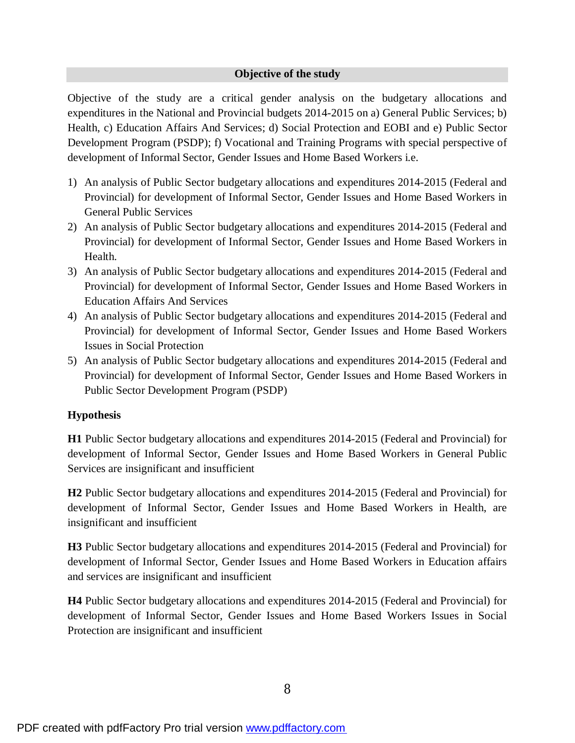## Objective of the study

Objective of the study are a critical gender analysis on the budgetary allocations and expenditures in the National and Provincial budgets 2014-2015 on a) General Public Services; b) Health, c) Education Affairs And Services; d) Social Protection and EOBI and e) Public Sector Development Program (PSDP); f) Vocational and Training Programs with special perspective of development of Informal Sector, Gender Issues and Home Based Workers i.e.

1) An analysis of Public Sector budgetary allocations and expenditures 2014-2015 (Federal and Provincial) for development of Informal Sector, Gender Issues and Home Based Workers in General Public Services
2) An analysis of Public Sector budgetary allocations and expenditures 2014-2015 (Federal and Provincial) for development of Informal Sector, Gender Issues and Home Based Workers in Health.
3) An analysis of Public Sector budgetary allocations and expenditures 2014-2015 (Federal and Provincial) for development of Informal Sector, Gender Issues and Home Based Workers in Education Affairs And Services
4) An analysis of Public Sector budgetary allocations and expenditures 2014-2015 (Federal and Provincial) for development of Informal Sector, Gender Issues and Home Based Workers Issues in Social Protection
5) An analysis of Public Sector budgetary allocations and expenditures 2014-2015 (Federal and Provincial) for development of Informal Sector, Gender Issues and Home Based Workers in Public Sector Development Program (PSDP)

**Hypothesis**

**H1** Public Sector budgetary allocations and expenditures 2014-2015 (Federal and Provincial) for development of Informal Sector, Gender Issues and Home Based Workers in General Public Services are insignificant and insufficient

**H2** Public Sector budgetary allocations and expenditures 2014-2015 (Federal and Provincial) for development of Informal Sector, Gender Issues and Home Based Workers in Health, are insignificant and insufficient

**H3** Public Sector budgetary allocations and expenditures 2014-2015 (Federal and Provincial) for development of Informal Sector, Gender Issues and Home Based Workers in Education affairs and services are insignificant and insufficient

**H4** Public Sector budgetary allocations and expenditures 2014-2015 (Federal and Provincial) for development of Informal Sector, Gender Issues and Home Based Workers Issues in Social Protection are insignificant and insufficient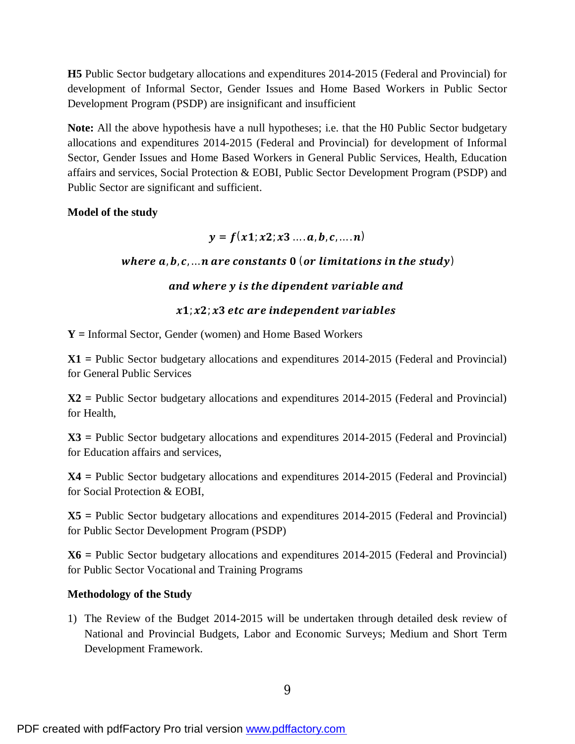**H5** Public Sector budgetary allocations and expenditures 2014-2015 (Federal and Provincial) for development of Informal Sector, Gender Issues and Home Based Workers in Public Sector Development Program (PSDP) are insignificant and insufficient

**Note:** All the above hypothesis have a null hypotheses; i.e. that the H0 Public Sector budgetary allocations and expenditures 2014-2015 (Federal and Provincial) for development of Informal Sector, Gender Issues and Home Based Workers in General Public Services, Health, Education affairs and services, Social Protection & EOBI, Public Sector Development Program (PSDP) and Public Sector are significant and sufficient.

**Model of the study**

$$\boldsymbol{y = f(x1; x2; x3 \ldots . a, b, c, \ldots . n)}$$

$$\textbf{\textit{where a, b, c, ...n are constants 0 (or limitations in the study)}}$$

$$\textbf{\textit{and where y is the dipendent variable and}}$$

$$\boldsymbol{x1; x2; x3}\ \textbf{\textit{etc are independent variables}}$$

**Y =** Informal Sector, Gender (women) and Home Based Workers

**X1 =** Public Sector budgetary allocations and expenditures 2014-2015 (Federal and Provincial) for General Public Services

**X2 =** Public Sector budgetary allocations and expenditures 2014-2015 (Federal and Provincial) for Health,

**X3 =** Public Sector budgetary allocations and expenditures 2014-2015 (Federal and Provincial) for Education affairs and services,

**X4 =** Public Sector budgetary allocations and expenditures 2014-2015 (Federal and Provincial) for Social Protection & EOBI,

**X5 =** Public Sector budgetary allocations and expenditures 2014-2015 (Federal and Provincial) for Public Sector Development Program (PSDP)

**X6 =** Public Sector budgetary allocations and expenditures 2014-2015 (Federal and Provincial) for Public Sector Vocational and Training Programs

**Methodology of the Study**

1) The Review of the Budget 2014-2015 will be undertaken through detailed desk review of National and Provincial Budgets, Labor and Economic Surveys; Medium and Short Term Development Framework.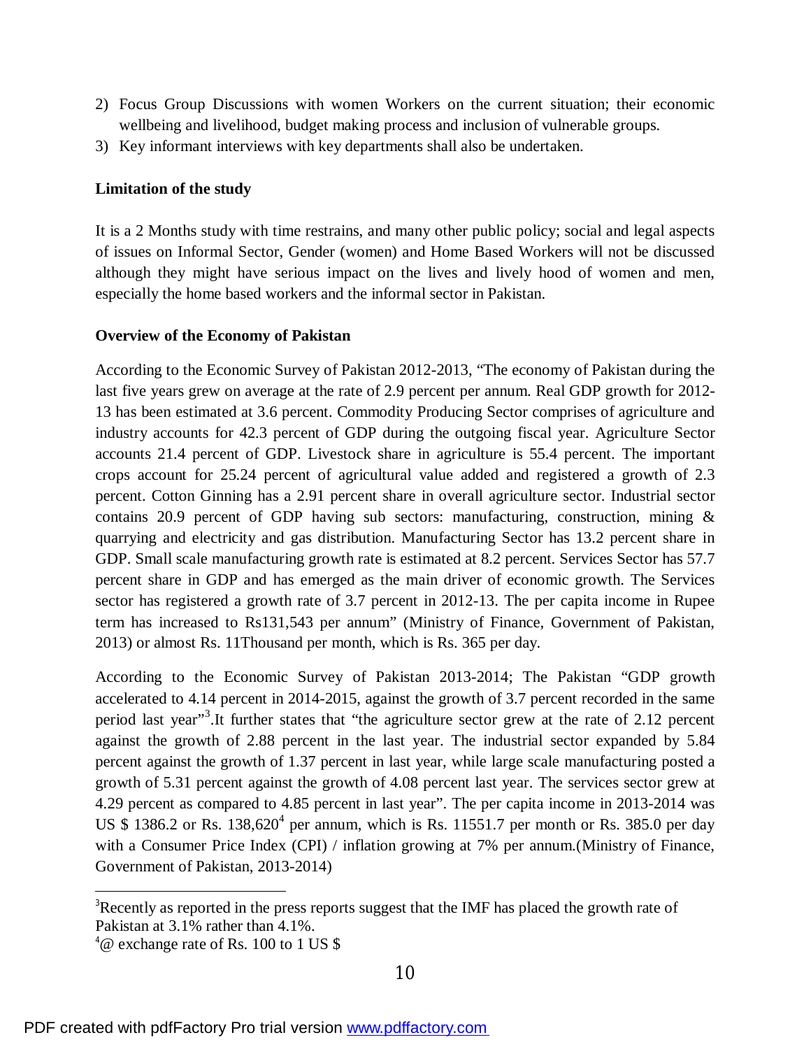2) Focus Group Discussions with women Workers on the current situation; their economic wellbeing and livelihood, budget making process and inclusion of vulnerable groups.
3) Key informant interviews with key departments shall also be undertaken.

**Limitation of the study**

It is a 2 Months study with time restrains, and many other public policy; social and legal aspects of issues on Informal Sector, Gender (women) and Home Based Workers will not be discussed although they might have serious impact on the lives and lively hood of women and men, especially the home based workers and the informal sector in Pakistan.

**Overview of the Economy of Pakistan**

According to the Economic Survey of Pakistan 2012-2013, "The economy of Pakistan during the last five years grew on average at the rate of 2.9 percent per annum. Real GDP growth for 2012-13 has been estimated at 3.6 percent. Commodity Producing Sector comprises of agriculture and industry accounts for 42.3 percent of GDP during the outgoing fiscal year. Agriculture Sector accounts 21.4 percent of GDP. Livestock share in agriculture is 55.4 percent. The important crops account for 25.24 percent of agricultural value added and registered a growth of 2.3 percent. Cotton Ginning has a 2.91 percent share in overall agriculture sector. Industrial sector contains 20.9 percent of GDP having sub sectors: manufacturing, construction, mining & quarrying and electricity and gas distribution. Manufacturing Sector has 13.2 percent share in GDP. Small scale manufacturing growth rate is estimated at 8.2 percent. Services Sector has 57.7 percent share in GDP and has emerged as the main driver of economic growth. The Services sector has registered a growth rate of 3.7 percent in 2012-13. The per capita income in Rupee term has increased to Rs131,543 per annum" (Ministry of Finance, Government of Pakistan, 2013) or almost Rs. 11Thousand per month, which is Rs. 365 per day.

According to the Economic Survey of Pakistan 2013-2014; The Pakistan "GDP growth accelerated to 4.14 percent in 2014-2015, against the growth of 3.7 percent recorded in the same period last year"[3].It further states that "the agriculture sector grew at the rate of 2.12 percent against the growth of 2.88 percent in the last year. The industrial sector expanded by 5.84 percent against the growth of 1.37 percent in last year, while large scale manufacturing posted a growth of 5.31 percent against the growth of 4.08 percent last year. The services sector grew at 4.29 percent as compared to 4.85 percent in last year". The per capita income in 2013-2014 was US $ 1386.2 or Rs. 138,620[4] per annum, which is Rs. 11551.7 per month or Rs. 385.0 per day with a Consumer Price Index (CPI) / inflation growing at 7% per annum.(Ministry of Finance, Government of Pakistan, 2013-2014)

---

[3]Recently as reported in the press reports suggest that the IMF has placed the growth rate of Pakistan at 3.1% rather than 4.1%.

[4]@ exchange rate of Rs. 100 to 1 US $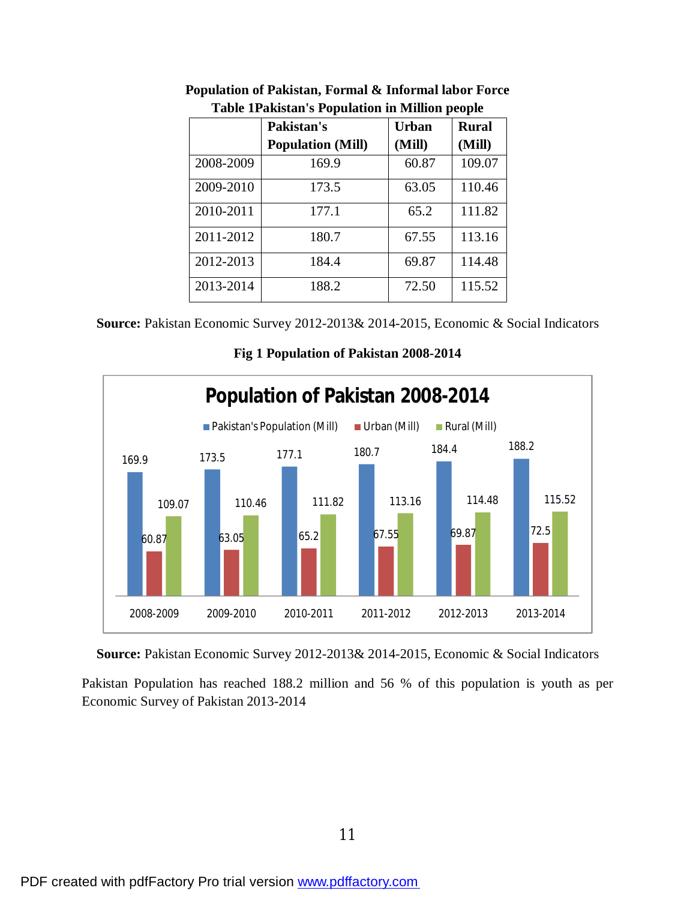**Population of Pakistan, Formal & Informal labor Force**

**Table 1Pakistan's Population in Million people**

| | Pakistan's Population (Mill) | Urban (Mill) | Rural (Mill) |
|---|---|---|---|
| 2008-2009 | 169.9 | 60.87 | 109.07 |
| 2009-2010 | 173.5 | 63.05 | 110.46 |
| 2010-2011 | 177.1 | 65.2 | 111.82 |
| 2011-2012 | 180.7 | 67.55 | 113.16 |
| 2012-2013 | 184.4 | 69.87 | 114.48 |
| 2013-2014 | 188.2 | 72.50 | 115.52 |

**Source:** Pakistan Economic Survey 2012-2013& 2014-2015, Economic & Social Indicators

**Fig 1 Population of Pakistan 2008-2014**

Population of Pakistan 2008-2014

Pakistan's Population (Mill) Urban (Mill) Rural (Mill)

169.9 60.87 109.07
173.5 63.05 110.46
177.1 65.2 111.82
180.7 67.55 113.16
184.4 69.87 114.48
188.2 72.5 115.52

2008-2009 2009-2010 2010-2011 2011-2012 2012-2013 2013-2014

**Source:** Pakistan Economic Survey 2012-2013& 2014-2015, Economic & Social Indicators

Pakistan Population has reached 188.2 million and 56 % of this population is youth as per Economic Survey of Pakistan 2013-2014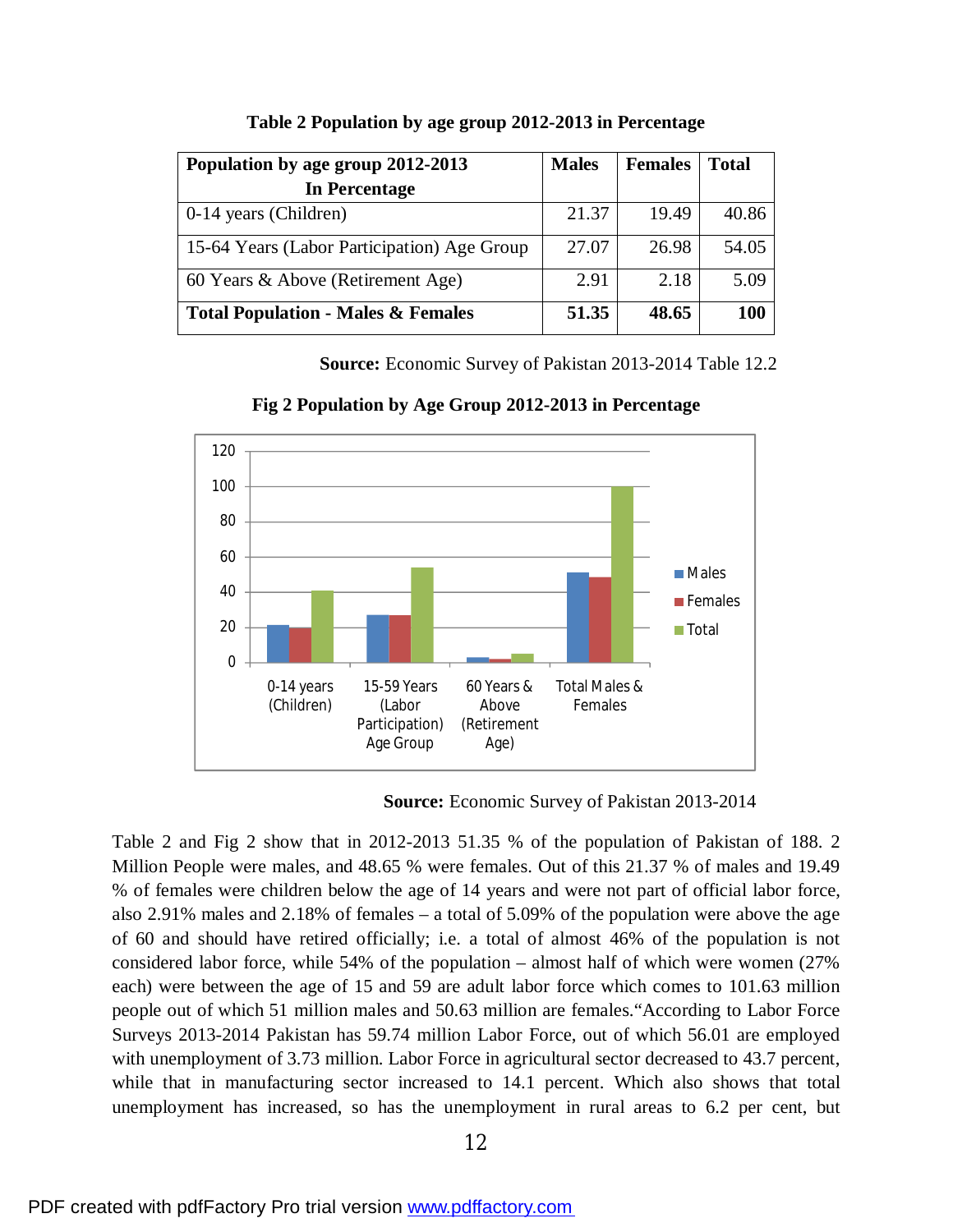**Table 2 Population by age group 2012-2013 in Percentage**

| Population by age group 2012-2013 In Percentage | Males | Females | Total |
|---|---|---|---|
| 0-14 years (Children) | 21.37 | 19.49 | 40.86 |
| 15-64 Years (Labor Participation) Age Group | 27.07 | 26.98 | 54.05 |
| 60 Years & Above (Retirement Age) | 2.91 | 2.18 | 5.09 |
| **Total Population - Males & Females** | **51.35** | **48.65** | **100** |

**Source:** Economic Survey of Pakistan 2013-2014 Table 12.2

**Fig 2 Population by Age Group 2012-2013 in Percentage**

120
100
80
60
40
20
0

0-14 years (Children)
15-59 Years (Labor Participation) Age Group
60 Years & Above (Retirement Age)
Total Males & Females

Males
Females
Total

**Source:** Economic Survey of Pakistan 2013-2014

Table 2 and Fig 2 show that in 2012-2013 51.35 % of the population of Pakistan of 188. 2 Million People were males, and 48.65 % were females. Out of this 21.37 % of males and 19.49 % of females were children below the age of 14 years and were not part of official labor force, also 2.91% males and 2.18% of females – a total of 5.09% of the population were above the age of 60 and should have retired officially; i.e. a total of almost 46% of the population is not considered labor force, while 54% of the population – almost half of which were women (27% each) were between the age of 15 and 59 are adult labor force which comes to 101.63 million people out of which 51 million males and 50.63 million are females."According to Labor Force Surveys 2013-2014 Pakistan has 59.74 million Labor Force, out of which 56.01 are employed with unemployment of 3.73 million. Labor Force in agricultural sector decreased to 43.7 percent, while that in manufacturing sector increased to 14.1 percent. Which also shows that total unemployment has increased, so has the unemployment in rural areas to 6.2 per cent, but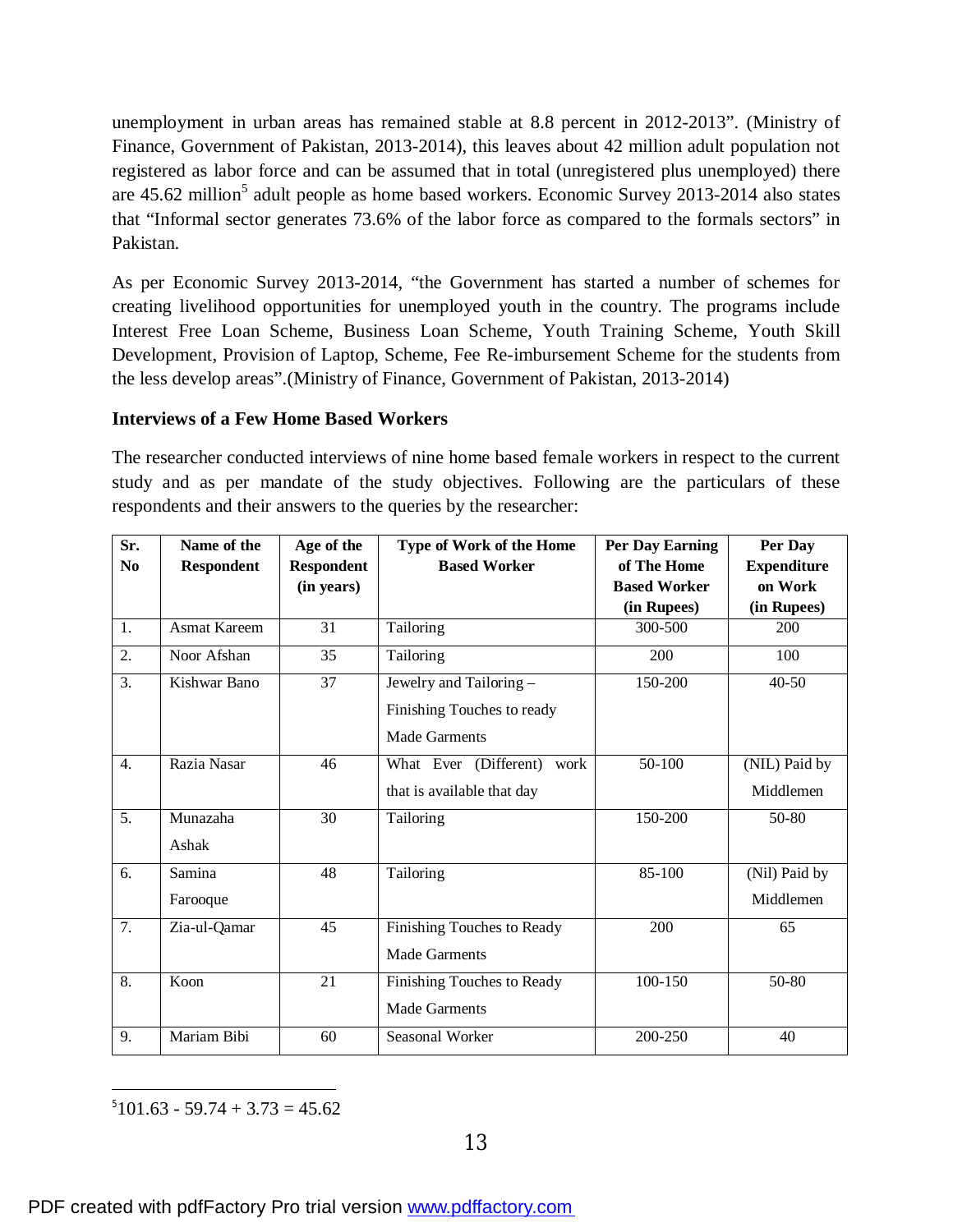unemployment in urban areas has remained stable at 8.8 percent in 2012-2013". (Ministry of Finance, Government of Pakistan, 2013-2014), this leaves about 42 million adult population not registered as labor force and can be assumed that in total (unregistered plus unemployed) there are 45.62 million[5] adult people as home based workers. Economic Survey 2013-2014 also states that "Informal sector generates 73.6% of the labor force as compared to the formals sectors" in Pakistan.

As per Economic Survey 2013-2014, "the Government has started a number of schemes for creating livelihood opportunities for unemployed youth in the country. The programs include Interest Free Loan Scheme, Business Loan Scheme, Youth Training Scheme, Youth Skill Development, Provision of Laptop, Scheme, Fee Re-imbursement Scheme for the students from the less develop areas".(Ministry of Finance, Government of Pakistan, 2013-2014)

**Interviews of a Few Home Based Workers**

The researcher conducted interviews of nine home based female workers in respect to the current study and as per mandate of the study objectives. Following are the particulars of these respondents and their answers to the queries by the researcher:

| Sr. No | Name of the Respondent | Age of the Respondent (in years) | Type of Work of the Home Based Worker | Per Day Earning of The Home Based Worker (in Rupees) | Per Day Expenditure on Work (in Rupees) |
|---|---|---|---|---|---|
| 1. | Asmat Kareem | 31 | Tailoring | 300-500 | 200 |
| 2. | Noor Afshan | 35 | Tailoring | 200 | 100 |
| 3. | Kishwar Bano | 37 | Jewelry and Tailoring – Finishing Touches to ready Made Garments | 150-200 | 40-50 |
| 4. | Razia Nasar | 46 | What Ever (Different) work that is available that day | 50-100 | (NIL) Paid by Middlemen |
| 5. | Munazaha Ashak | 30 | Tailoring | 150-200 | 50-80 |
| 6. | Samina Farooque | 48 | Tailoring | 85-100 | (Nil) Paid by Middlemen |
| 7. | Zia-ul-Qamar | 45 | Finishing Touches to Ready Made Garments | 200 | 65 |
| 8. | Koon | 21 | Finishing Touches to Ready Made Garments | 100-150 | 50-80 |
| 9. | Mariam Bibi | 60 | Seasonal Worker | 200-250 | 40 |

[5] 101.63 - 59.74 + 3.73 = 45.62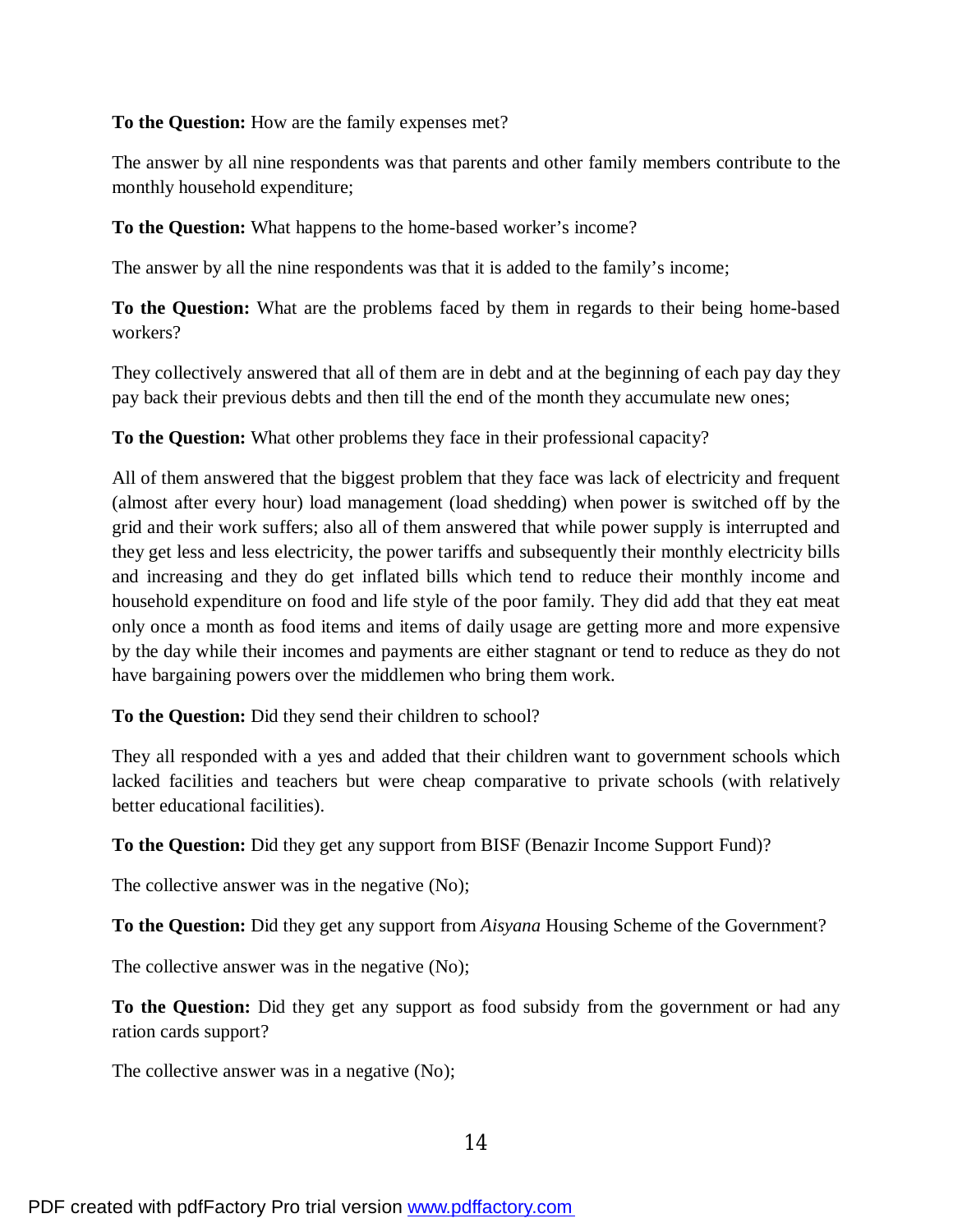**To the Question:** How are the family expenses met?

The answer by all nine respondents was that parents and other family members contribute to the monthly household expenditure;

**To the Question:** What happens to the home-based worker's income?

The answer by all the nine respondents was that it is added to the family's income;

**To the Question:** What are the problems faced by them in regards to their being home-based workers?

They collectively answered that all of them are in debt and at the beginning of each pay day they pay back their previous debts and then till the end of the month they accumulate new ones;

**To the Question:** What other problems they face in their professional capacity?

All of them answered that the biggest problem that they face was lack of electricity and frequent (almost after every hour) load management (load shedding) when power is switched off by the grid and their work suffers; also all of them answered that while power supply is interrupted and they get less and less electricity, the power tariffs and subsequently their monthly electricity bills and increasing and they do get inflated bills which tend to reduce their monthly income and household expenditure on food and life style of the poor family. They did add that they eat meat only once a month as food items and items of daily usage are getting more and more expensive by the day while their incomes and payments are either stagnant or tend to reduce as they do not have bargaining powers over the middlemen who bring them work.

**To the Question:** Did they send their children to school?

They all responded with a yes and added that their children want to government schools which lacked facilities and teachers but were cheap comparative to private schools (with relatively better educational facilities).

**To the Question:** Did they get any support from BISF (Benazir Income Support Fund)?

The collective answer was in the negative (No);

**To the Question:** Did they get any support from *Aisyana* Housing Scheme of the Government?

The collective answer was in the negative (No);

**To the Question:** Did they get any support as food subsidy from the government or had any ration cards support?

The collective answer was in a negative (No);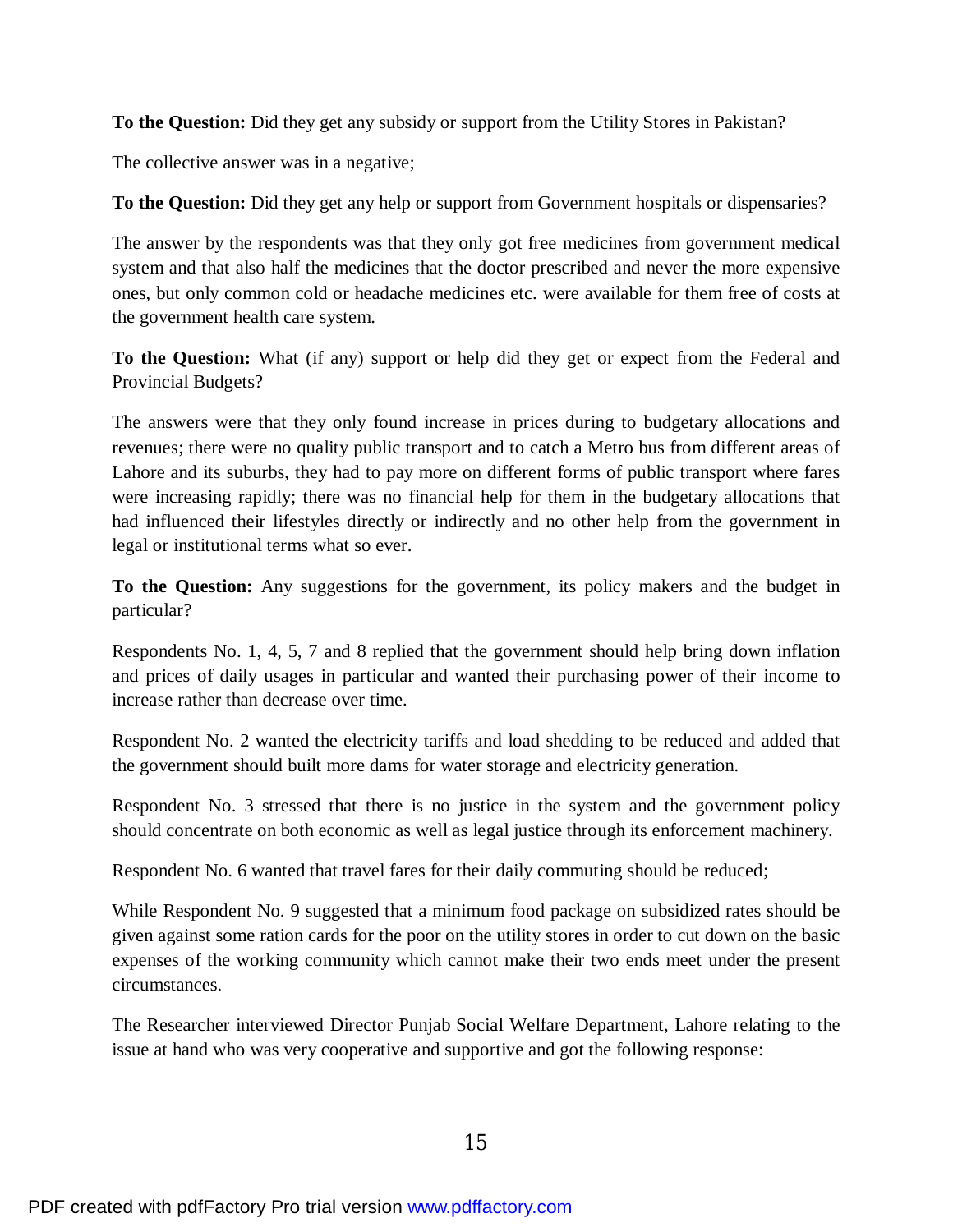**To the Question:** Did they get any subsidy or support from the Utility Stores in Pakistan?

The collective answer was in a negative;

**To the Question:** Did they get any help or support from Government hospitals or dispensaries?

The answer by the respondents was that they only got free medicines from government medical system and that also half the medicines that the doctor prescribed and never the more expensive ones, but only common cold or headache medicines etc. were available for them free of costs at the government health care system.

**To the Question:** What (if any) support or help did they get or expect from the Federal and Provincial Budgets?

The answers were that they only found increase in prices during to budgetary allocations and revenues; there were no quality public transport and to catch a Metro bus from different areas of Lahore and its suburbs, they had to pay more on different forms of public transport where fares were increasing rapidly; there was no financial help for them in the budgetary allocations that had influenced their lifestyles directly or indirectly and no other help from the government in legal or institutional terms what so ever.

**To the Question:** Any suggestions for the government, its policy makers and the budget in particular?

Respondents No. 1, 4, 5, 7 and 8 replied that the government should help bring down inflation and prices of daily usages in particular and wanted their purchasing power of their income to increase rather than decrease over time.

Respondent No. 2 wanted the electricity tariffs and load shedding to be reduced and added that the government should built more dams for water storage and electricity generation.

Respondent No. 3 stressed that there is no justice in the system and the government policy should concentrate on both economic as well as legal justice through its enforcement machinery.

Respondent No. 6 wanted that travel fares for their daily commuting should be reduced;

While Respondent No. 9 suggested that a minimum food package on subsidized rates should be given against some ration cards for the poor on the utility stores in order to cut down on the basic expenses of the working community which cannot make their two ends meet under the present circumstances.

The Researcher interviewed Director Punjab Social Welfare Department, Lahore relating to the issue at hand who was very cooperative and supportive and got the following response: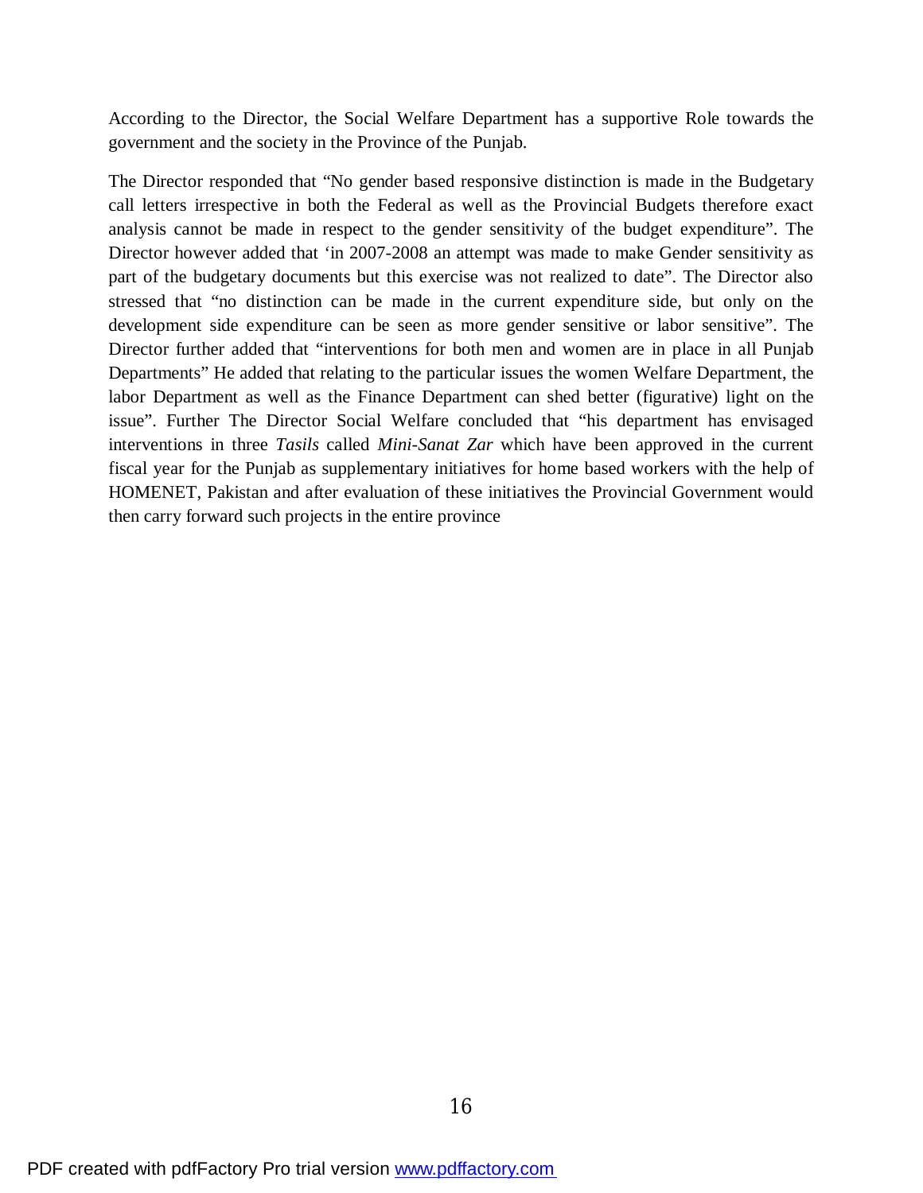According to the Director, the Social Welfare Department has a supportive Role towards the government and the society in the Province of the Punjab.

The Director responded that "No gender based responsive distinction is made in the Budgetary call letters irrespective in both the Federal as well as the Provincial Budgets therefore exact analysis cannot be made in respect to the gender sensitivity of the budget expenditure". The Director however added that 'in 2007-2008 an attempt was made to make Gender sensitivity as part of the budgetary documents but this exercise was not realized to date". The Director also stressed that "no distinction can be made in the current expenditure side, but only on the development side expenditure can be seen as more gender sensitive or labor sensitive". The Director further added that "interventions for both men and women are in place in all Punjab Departments" He added that relating to the particular issues the women Welfare Department, the labor Department as well as the Finance Department can shed better (figurative) light on the issue". Further The Director Social Welfare concluded that "his department has envisaged interventions in three *Tasils* called *Mini-Sanat Zar* which have been approved in the current fiscal year for the Punjab as supplementary initiatives for home based workers with the help of HOMENET, Pakistan and after evaluation of these initiatives the Provincial Government would then carry forward such projects in the entire province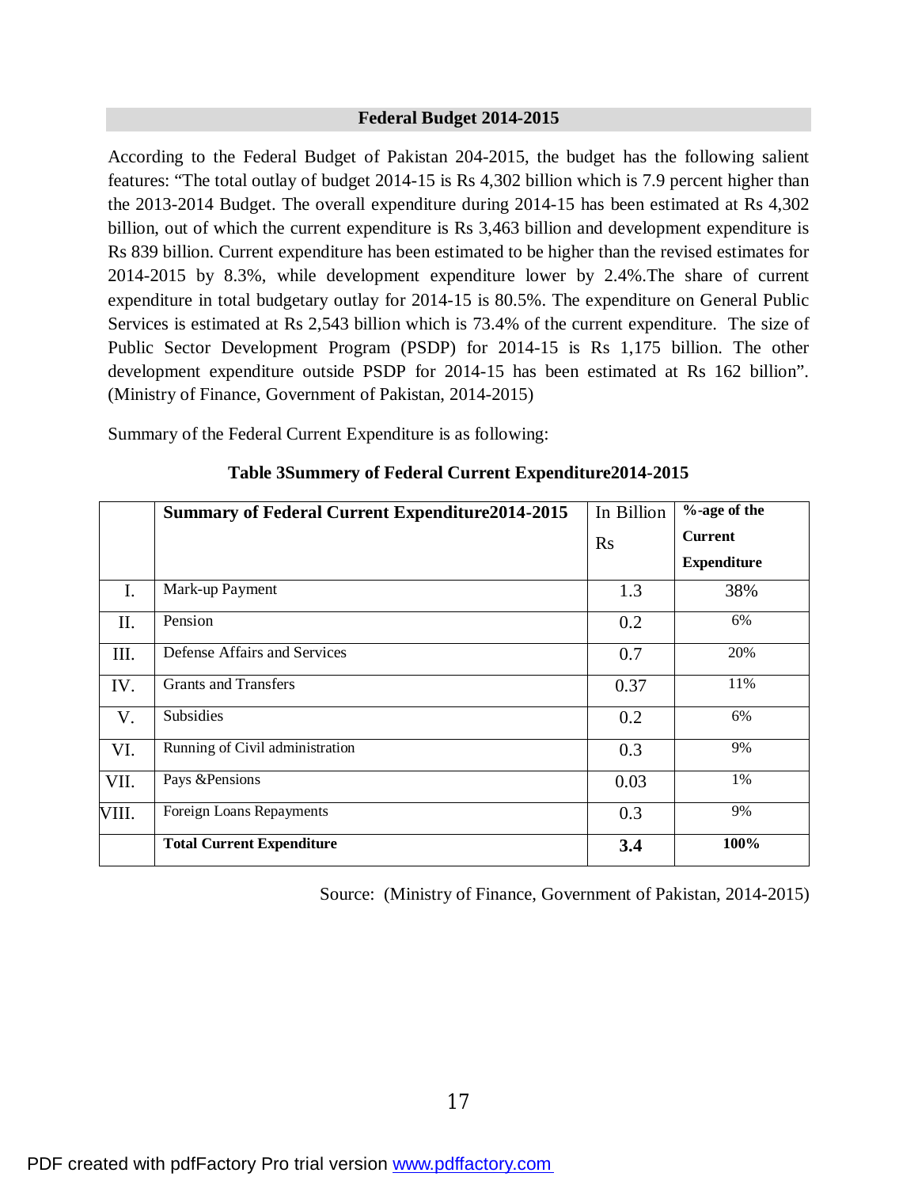## Federal Budget 2014-2015

According to the Federal Budget of Pakistan 204-2015, the budget has the following salient features: "The total outlay of budget 2014-15 is Rs 4,302 billion which is 7.9 percent higher than the 2013-2014 Budget. The overall expenditure during 2014-15 has been estimated at Rs 4,302 billion, out of which the current expenditure is Rs 3,463 billion and development expenditure is Rs 839 billion. Current expenditure has been estimated to be higher than the revised estimates for 2014-2015 by 8.3%, while development expenditure lower by 2.4%.The share of current expenditure in total budgetary outlay for 2014-15 is 80.5%. The expenditure on General Public Services is estimated at Rs 2,543 billion which is 73.4% of the current expenditure. The size of Public Sector Development Program (PSDP) for 2014-15 is Rs 1,175 billion. The other development expenditure outside PSDP for 2014-15 has been estimated at Rs 162 billion". (Ministry of Finance, Government of Pakistan, 2014-2015)

Summary of the Federal Current Expenditure is as following:

**Table 3Summery of Federal Current Expenditure2014-2015**

| | **Summary of Federal Current Expenditure2014-2015** | In Billion Rs | **%-age of the Current Expenditure** |
|---|---|---|---|
| I. | Mark-up Payment | 1.3 | 38% |
| II. | Pension | 0.2 | 6% |
| III. | Defense Affairs and Services | 0.7 | 20% |
| IV. | Grants and Transfers | 0.37 | 11% |
| V. | Subsidies | 0.2 | 6% |
| VI. | Running of Civil administration | 0.3 | 9% |
| VII. | Pays &Pensions | 0.03 | 1% |
| VIII. | Foreign Loans Repayments | 0.3 | 9% |
| | **Total Current Expenditure** | **3.4** | **100%** |

Source: (Ministry of Finance, Government of Pakistan, 2014-2015)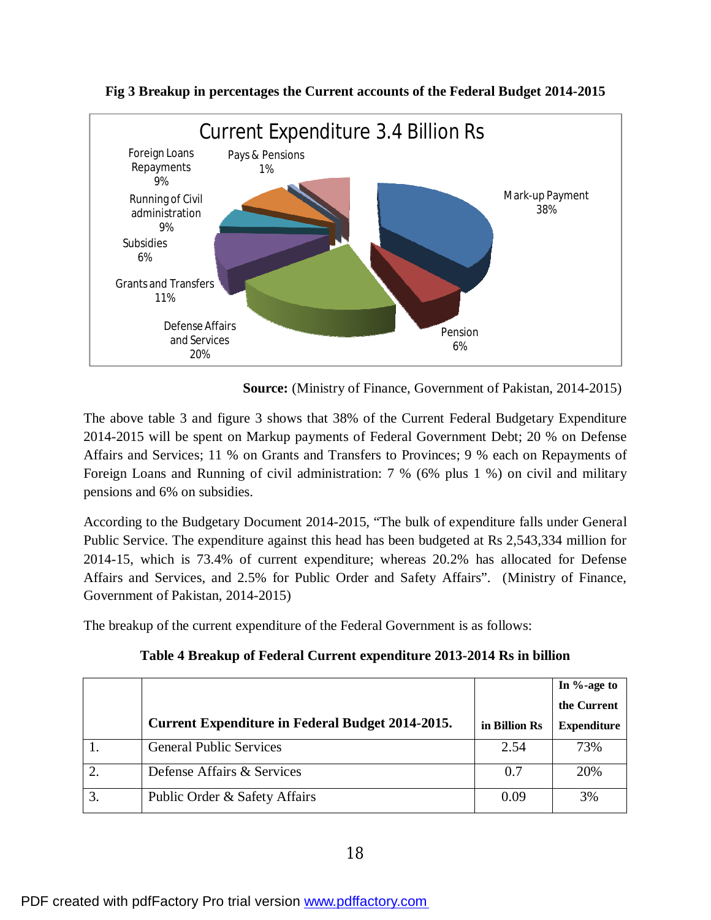**Fig 3 Breakup in percentages the Current accounts of the Federal Budget 2014-2015**

Current Expenditure 3.4 Billion Rs

Foreign Loans Repayments 9%

Pays & Pensions 1%

Mark-up Payment 38%

Running of Civil administration 9%

Subsidies 6%

Grants and Transfers 11%

Defense Affairs and Services 20%

Pension 6%

**Source:** (Ministry of Finance, Government of Pakistan, 2014-2015)

The above table 3 and figure 3 shows that 38% of the Current Federal Budgetary Expenditure 2014-2015 will be spent on Markup payments of Federal Government Debt; 20 % on Defense Affairs and Services; 11 % on Grants and Transfers to Provinces; 9 % each on Repayments of Foreign Loans and Running of civil administration: 7 % (6% plus 1 %) on civil and military pensions and 6% on subsidies.

According to the Budgetary Document 2014-2015, "The bulk of expenditure falls under General Public Service. The expenditure against this head has been budgeted at Rs 2,543,334 million for 2014-15, which is 73.4% of current expenditure; whereas 20.2% has allocated for Defense Affairs and Services, and 2.5% for Public Order and Safety Affairs". (Ministry of Finance, Government of Pakistan, 2014-2015)

The breakup of the current expenditure of the Federal Government is as follows:

**Table 4 Breakup of Federal Current expenditure 2013-2014 Rs in billion**

| | **Current Expenditure in Federal Budget 2014-2015.** | **in Billion Rs** | **In %-age to the Current Expenditure** |
|---|---|---|---|
| 1. | General Public Services | 2.54 | 73% |
| 2. | Defense Affairs & Services | 0.7 | 20% |
| 3. | Public Order & Safety Affairs | 0.09 | 3% |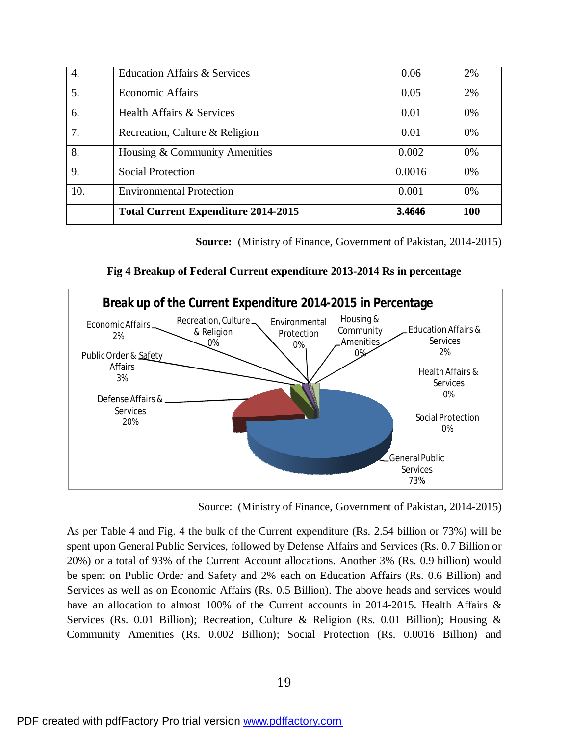| | | | |
|---|---|---|---|
| 4. | Education Affairs & Services | 0.06 | 2% |
| 5. | Economic Affairs | 0.05 | 2% |
| 6. | Health Affairs & Services | 0.01 | 0% |
| 7. | Recreation, Culture & Religion | 0.01 | 0% |
| 8. | Housing & Community Amenities | 0.002 | 0% |
| 9. | Social Protection | 0.0016 | 0% |
| 10. | Environmental Protection | 0.001 | 0% |
| | **Total Current Expenditure 2014-2015** | **3.4646** | **100** |

**Source:** (Ministry of Finance, Government of Pakistan, 2014-2015)

**Fig 4 Breakup of Federal Current expenditure 2013-2014 Rs in percentage**

Break up of the Current Expenditure 2014-2015 in Percentage

Economic Affairs 2%

Recreation, Culture & Religion 0%

Environmental Protection 0%

Housing & Community Amenities 0%

Education Affairs & Services 2%

Public Order & Safety Affairs 3%

Health Affairs & Services 0%

Defense Affairs & Services 20%

Social Protection 0%

General Public Services 73%

Source: (Ministry of Finance, Government of Pakistan, 2014-2015)

As per Table 4 and Fig. 4 the bulk of the Current expenditure (Rs. 2.54 billion or 73%) will be spent upon General Public Services, followed by Defense Affairs and Services (Rs. 0.7 Billion or 20%) or a total of 93% of the Current Account allocations. Another 3% (Rs. 0.9 billion) would be spent on Public Order and Safety and 2% each on Education Affairs (Rs. 0.6 Billion) and Services as well as on Economic Affairs (Rs. 0.5 Billion). The above heads and services would have an allocation to almost 100% of the Current accounts in 2014-2015. Health Affairs & Services (Rs. 0.01 Billion); Recreation, Culture & Religion (Rs. 0.01 Billion); Housing & Community Amenities (Rs. 0.002 Billion); Social Protection (Rs. 0.0016 Billion) and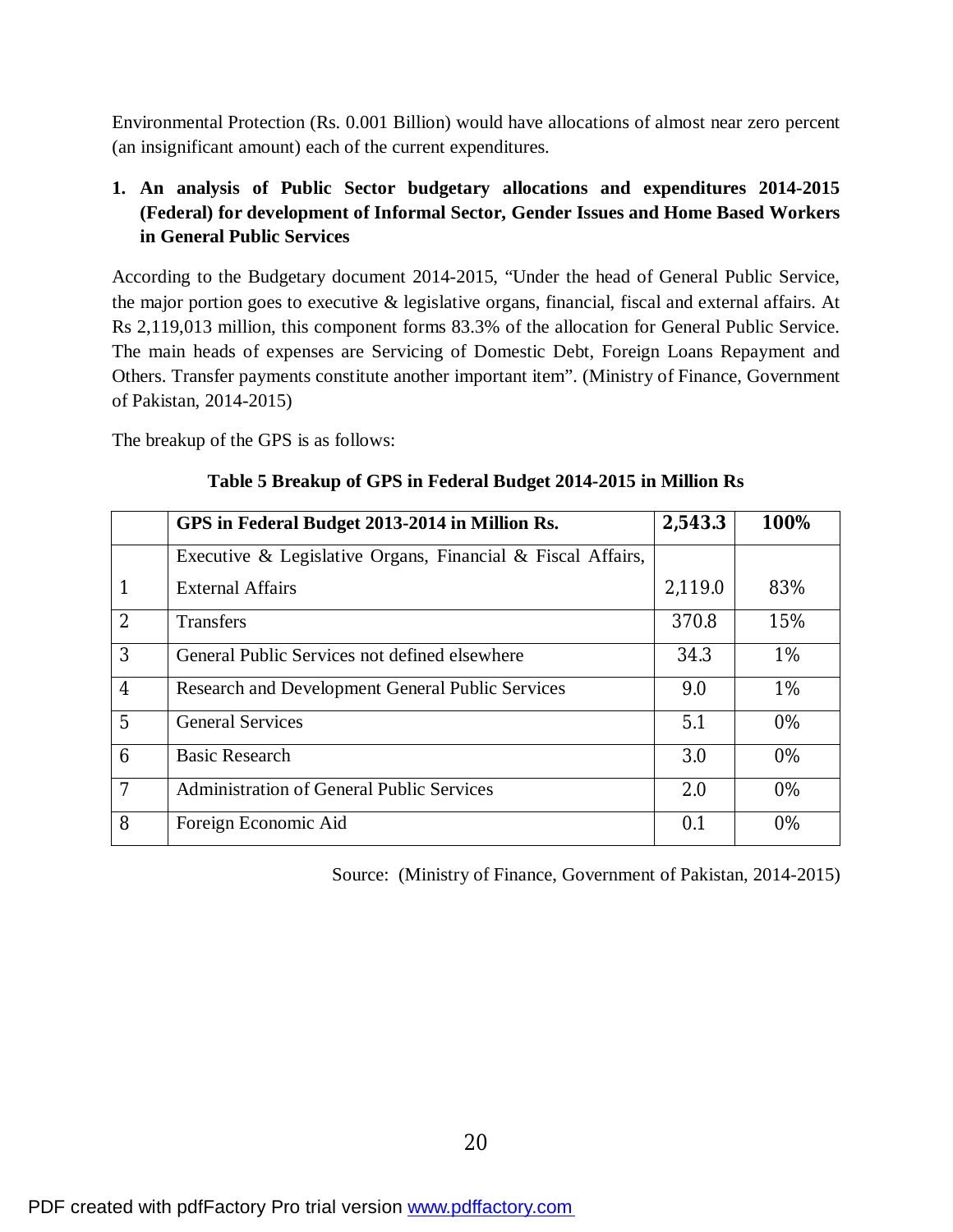Environmental Protection (Rs. 0.001 Billion) would have allocations of almost near zero percent (an insignificant amount) each of the current expenditures.

**1. An analysis of Public Sector budgetary allocations and expenditures 2014-2015 (Federal) for development of Informal Sector, Gender Issues and Home Based Workers in General Public Services**

According to the Budgetary document 2014-2015, "Under the head of General Public Service, the major portion goes to executive & legislative organs, financial, fiscal and external affairs. At Rs 2,119,013 million, this component forms 83.3% of the allocation for General Public Service. The main heads of expenses are Servicing of Domestic Debt, Foreign Loans Repayment and Others. Transfer payments constitute another important item". (Ministry of Finance, Government of Pakistan, 2014-2015)

The breakup of the GPS is as follows:

**Table 5 Breakup of GPS in Federal Budget 2014-2015 in Million Rs**

| | **GPS in Federal Budget 2013-2014 in Million Rs.** | **2,543.3** | **100%** |
|---|---|---|---|
| 1 | Executive & Legislative Organs, Financial & Fiscal Affairs, External Affairs | 2,119.0 | 83% |
| 2 | Transfers | 370.8 | 15% |
| 3 | General Public Services not defined elsewhere | 34.3 | 1% |
| 4 | Research and Development General Public Services | 9.0 | 1% |
| 5 | General Services | 5.1 | 0% |
| 6 | Basic Research | 3.0 | 0% |
| 7 | Administration of General Public Services | 2.0 | 0% |
| 8 | Foreign Economic Aid | 0.1 | 0% |

Source: (Ministry of Finance, Government of Pakistan, 2014-2015)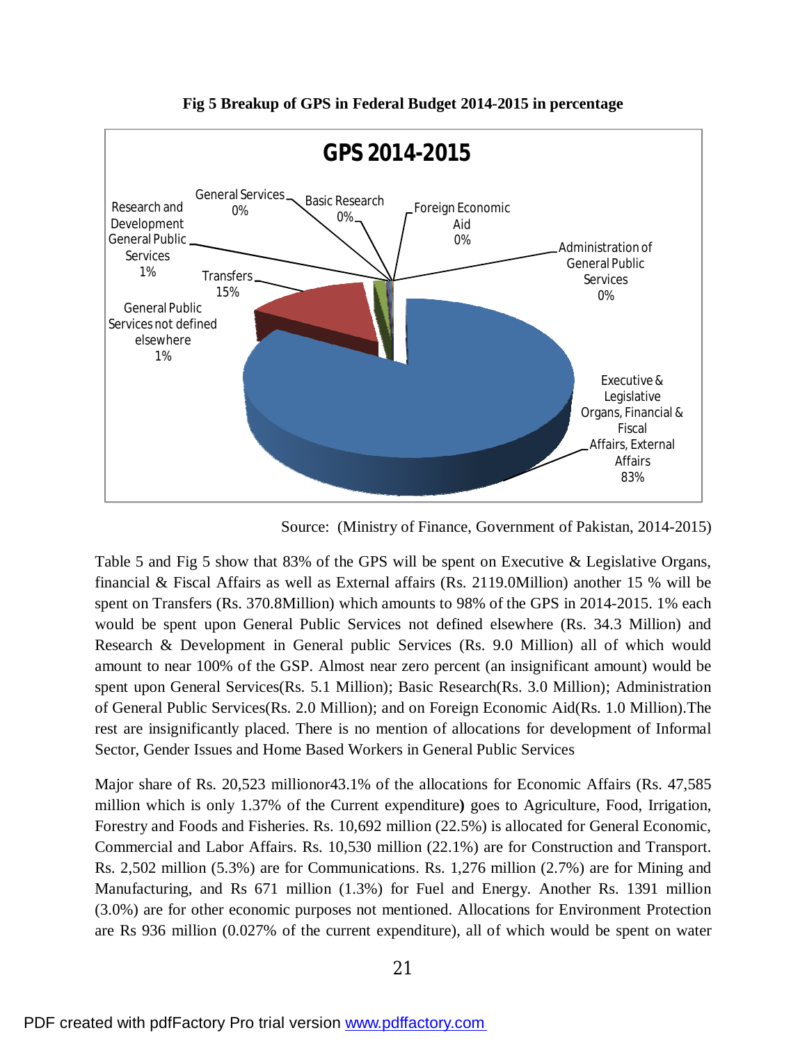**Fig 5 Breakup of GPS in Federal Budget 2014-2015 in percentage**

GPS 2014-2015

General Services 0%
Basic Research 0%
Foreign Economic Aid 0%
Research and Development General Public Services 1%
Administration of General Public Services 0%
Transfers 15%
General Public Services not defined elsewhere 1%
Executive & Legislative Organs, Financial & Fiscal Affairs, External Affairs 83%

Source: (Ministry of Finance, Government of Pakistan, 2014-2015)

Table 5 and Fig 5 show that 83% of the GPS will be spent on Executive & Legislative Organs, financial & Fiscal Affairs as well as External affairs (Rs. 2119.0Million) another 15 % will be spent on Transfers (Rs. 370.8Million) which amounts to 98% of the GPS in 2014-2015. 1% each would be spent upon General Public Services not defined elsewhere (Rs. 34.3 Million) and Research & Development in General public Services (Rs. 9.0 Million) all of which would amount to near 100% of the GSP. Almost near zero percent (an insignificant amount) would be spent upon General Services(Rs. 5.1 Million); Basic Research(Rs. 3.0 Million); Administration of General Public Services(Rs. 2.0 Million); and on Foreign Economic Aid(Rs. 1.0 Million).The rest are insignificantly placed. There is no mention of allocations for development of Informal Sector, Gender Issues and Home Based Workers in General Public Services

Major share of Rs. 20,523 millionor43.1% of the allocations for Economic Affairs (Rs. 47,585 million which is only 1.37% of the Current expenditure**)** goes to Agriculture, Food, Irrigation, Forestry and Foods and Fisheries. Rs. 10,692 million (22.5%) is allocated for General Economic, Commercial and Labor Affairs. Rs. 10,530 million (22.1%) are for Construction and Transport. Rs. 2,502 million (5.3%) are for Communications. Rs. 1,276 million (2.7%) are for Mining and Manufacturing, and Rs 671 million (1.3%) for Fuel and Energy. Another Rs. 1391 million (3.0%) are for other economic purposes not mentioned. Allocations for Environment Protection are Rs 936 million (0.027% of the current expenditure), all of which would be spent on water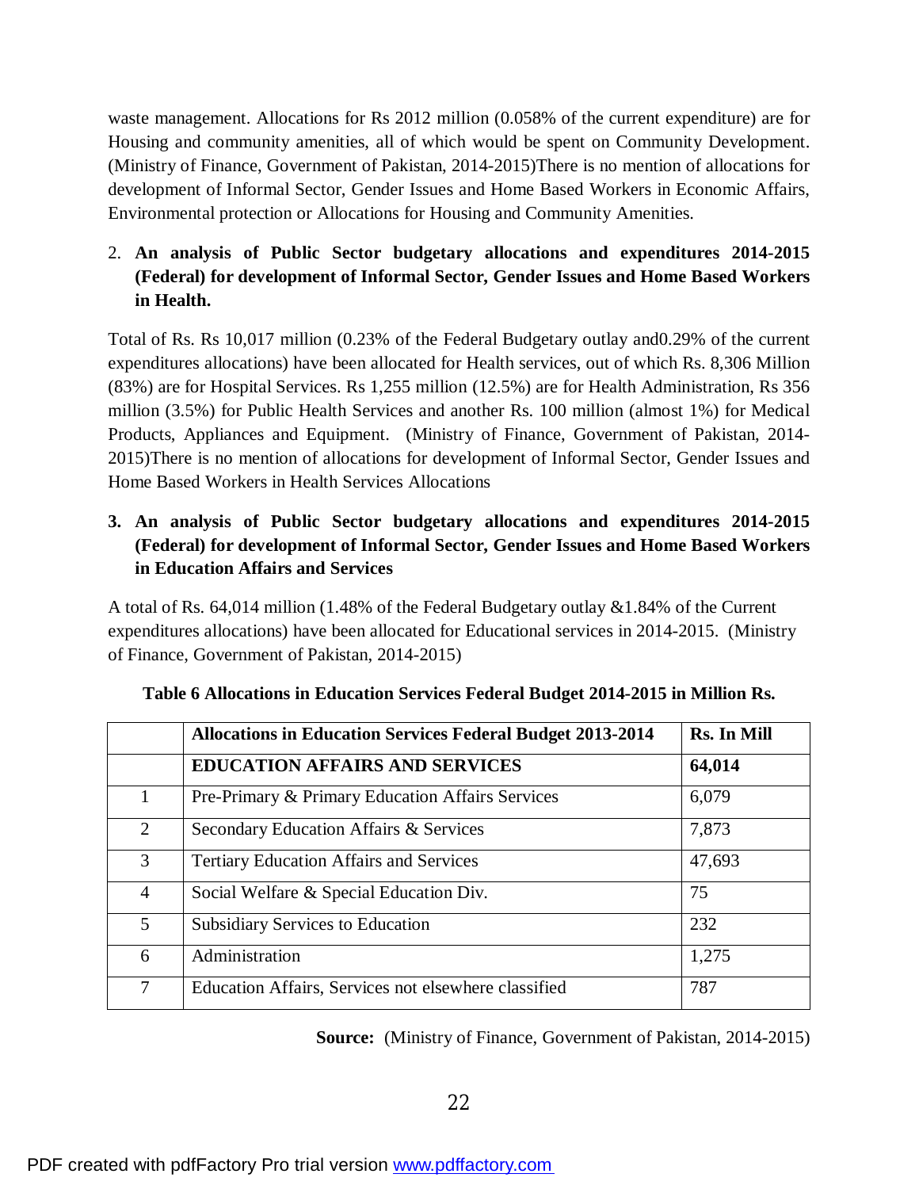waste management. Allocations for Rs 2012 million (0.058% of the current expenditure) are for Housing and community amenities, all of which would be spent on Community Development. (Ministry of Finance, Government of Pakistan, 2014-2015)There is no mention of allocations for development of Informal Sector, Gender Issues and Home Based Workers in Economic Affairs, Environmental protection or Allocations for Housing and Community Amenities.

2. **An analysis of Public Sector budgetary allocations and expenditures 2014-2015 (Federal) for development of Informal Sector, Gender Issues and Home Based Workers in Health.**

Total of Rs. Rs 10,017 million (0.23% of the Federal Budgetary outlay and0.29% of the current expenditures allocations) have been allocated for Health services, out of which Rs. 8,306 Million (83%) are for Hospital Services. Rs 1,255 million (12.5%) are for Health Administration, Rs 356 million (3.5%) for Public Health Services and another Rs. 100 million (almost 1%) for Medical Products, Appliances and Equipment. (Ministry of Finance, Government of Pakistan, 2014-2015)There is no mention of allocations for development of Informal Sector, Gender Issues and Home Based Workers in Health Services Allocations

3. **An analysis of Public Sector budgetary allocations and expenditures 2014-2015 (Federal) for development of Informal Sector, Gender Issues and Home Based Workers in Education Affairs and Services**

A total of Rs. 64,014 million (1.48% of the Federal Budgetary outlay &1.84% of the Current expenditures allocations) have been allocated for Educational services in 2014-2015. (Ministry of Finance, Government of Pakistan, 2014-2015)

**Table 6 Allocations in Education Services Federal Budget 2014-2015 in Million Rs.**

| | **Allocations in Education Services Federal Budget 2013-2014** | **Rs. In Mill** |
|---|---|---|
| | **EDUCATION AFFAIRS AND SERVICES** | **64,014** |
| 1 | Pre-Primary & Primary Education Affairs Services | 6,079 |
| 2 | Secondary Education Affairs & Services | 7,873 |
| 3 | Tertiary Education Affairs and Services | 47,693 |
| 4 | Social Welfare & Special Education Div. | 75 |
| 5 | Subsidiary Services to Education | 232 |
| 6 | Administration | 1,275 |
| 7 | Education Affairs, Services not elsewhere classified | 787 |

**Source:** (Ministry of Finance, Government of Pakistan, 2014-2015)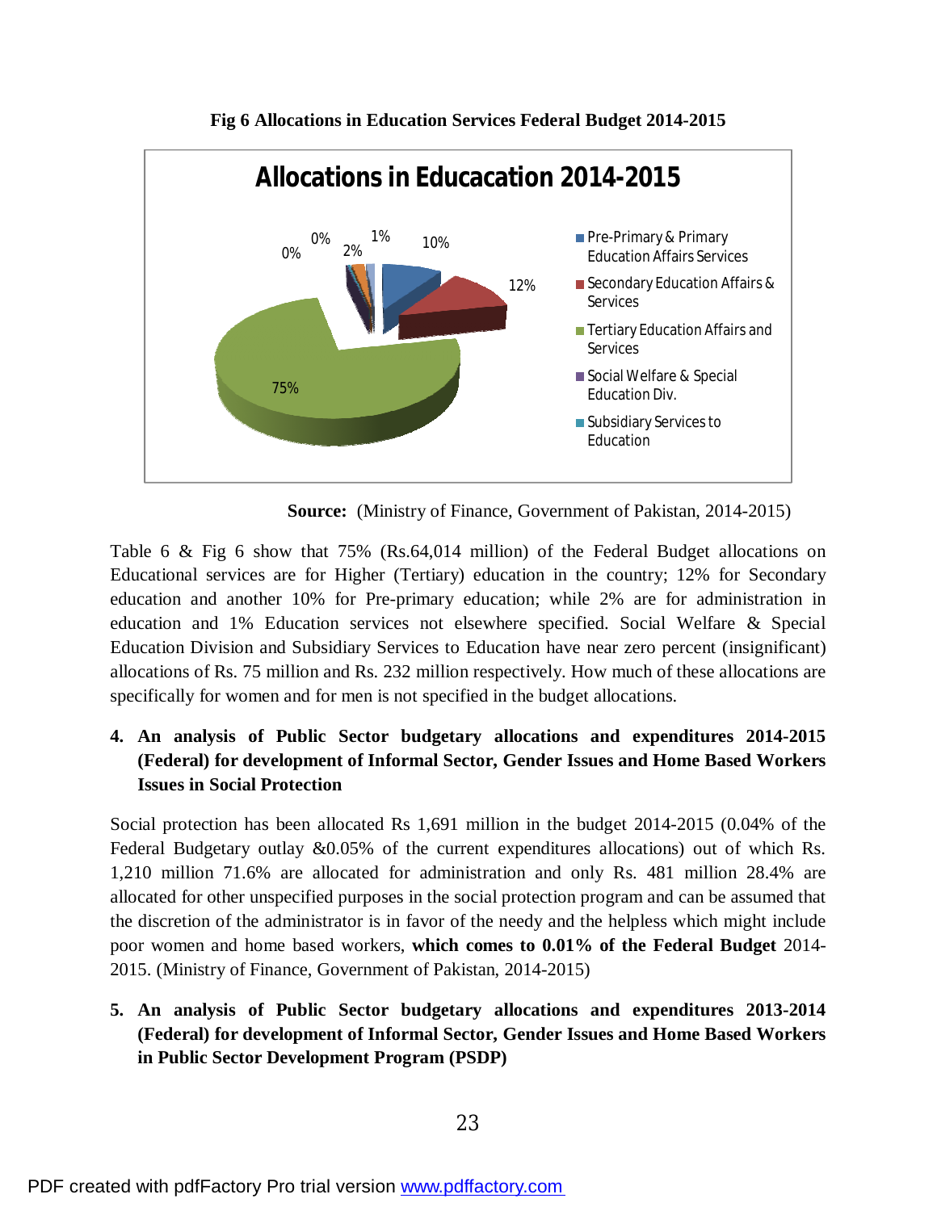**Fig 6 Allocations in Education Services Federal Budget 2014-2015**

Allocations in Educacation 2014-2015

0%
0%
2%
1%
10%
12%
75%

Pre-Primary & Primary Education Affairs Services
Secondary Education Affairs & Services
Tertiary Education Affairs and Services
Social Welfare & Special Education Div.
Subsidiary Services to Education

**Source:** (Ministry of Finance, Government of Pakistan, 2014-2015)

Table 6 & Fig 6 show that 75% (Rs.64,014 million) of the Federal Budget allocations on Educational services are for Higher (Tertiary) education in the country; 12% for Secondary education and another 10% for Pre-primary education; while 2% are for administration in education and 1% Education services not elsewhere specified. Social Welfare & Special Education Division and Subsidiary Services to Education have near zero percent (insignificant) allocations of Rs. 75 million and Rs. 232 million respectively. How much of these allocations are specifically for women and for men is not specified in the budget allocations.

4. **An analysis of Public Sector budgetary allocations and expenditures 2014-2015 (Federal) for development of Informal Sector, Gender Issues and Home Based Workers Issues in Social Protection**

Social protection has been allocated Rs 1,691 million in the budget 2014-2015 (0.04% of the Federal Budgetary outlay &0.05% of the current expenditures allocations) out of which Rs. 1,210 million 71.6% are allocated for administration and only Rs. 481 million 28.4% are allocated for other unspecified purposes in the social protection program and can be assumed that the discretion of the administrator is in favor of the needy and the helpless which might include poor women and home based workers, **which comes to 0.01% of the Federal Budget** 2014-2015. (Ministry of Finance, Government of Pakistan, 2014-2015)

5. **An analysis of Public Sector budgetary allocations and expenditures 2013-2014 (Federal) for development of Informal Sector, Gender Issues and Home Based Workers in Public Sector Development Program (PSDP)**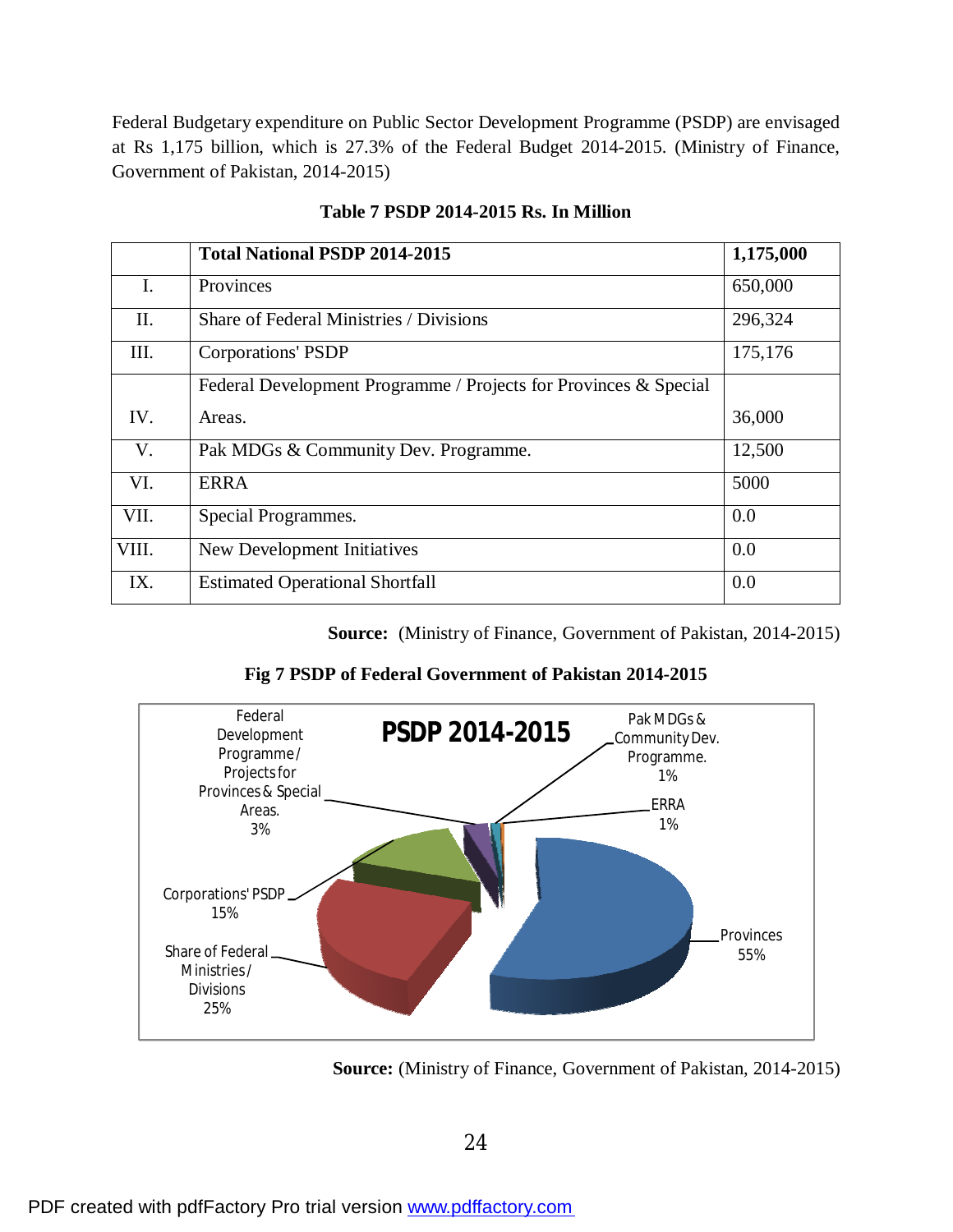Federal Budgetary expenditure on Public Sector Development Programme (PSDP) are envisaged at Rs 1,175 billion, which is 27.3% of the Federal Budget 2014-2015. (Ministry of Finance, Government of Pakistan, 2014-2015)

**Table 7 PSDP 2014-2015 Rs. In Million**

| | **Total National PSDP 2014-2015** | **1,175,000** |
|---|---|---|
| I. | Provinces | 650,000 |
| II. | Share of Federal Ministries / Divisions | 296,324 |
| III. | Corporations' PSDP | 175,176 |
| IV. | Federal Development Programme / Projects for Provinces & Special Areas. | 36,000 |
| V. | Pak MDGs & Community Dev. Programme. | 12,500 |
| VI. | ERRA | 5000 |
| VII. | Special Programmes. | 0.0 |
| VIII. | New Development Initiatives | 0.0 |
| IX. | Estimated Operational Shortfall | 0.0 |

**Source:** (Ministry of Finance, Government of Pakistan, 2014-2015)

**Fig 7 PSDP of Federal Government of Pakistan 2014-2015**

PSDP 2014-2015

Federal Development Programme / Projects for Provinces & Special Areas. 3%

Pak MDGs & Community Dev. Programme. 1%

ERRA 1%

Corporations' PSDP 15%

Share of Federal Ministries / Divisions 25%

Provinces 55%

**Source:** (Ministry of Finance, Government of Pakistan, 2014-2015)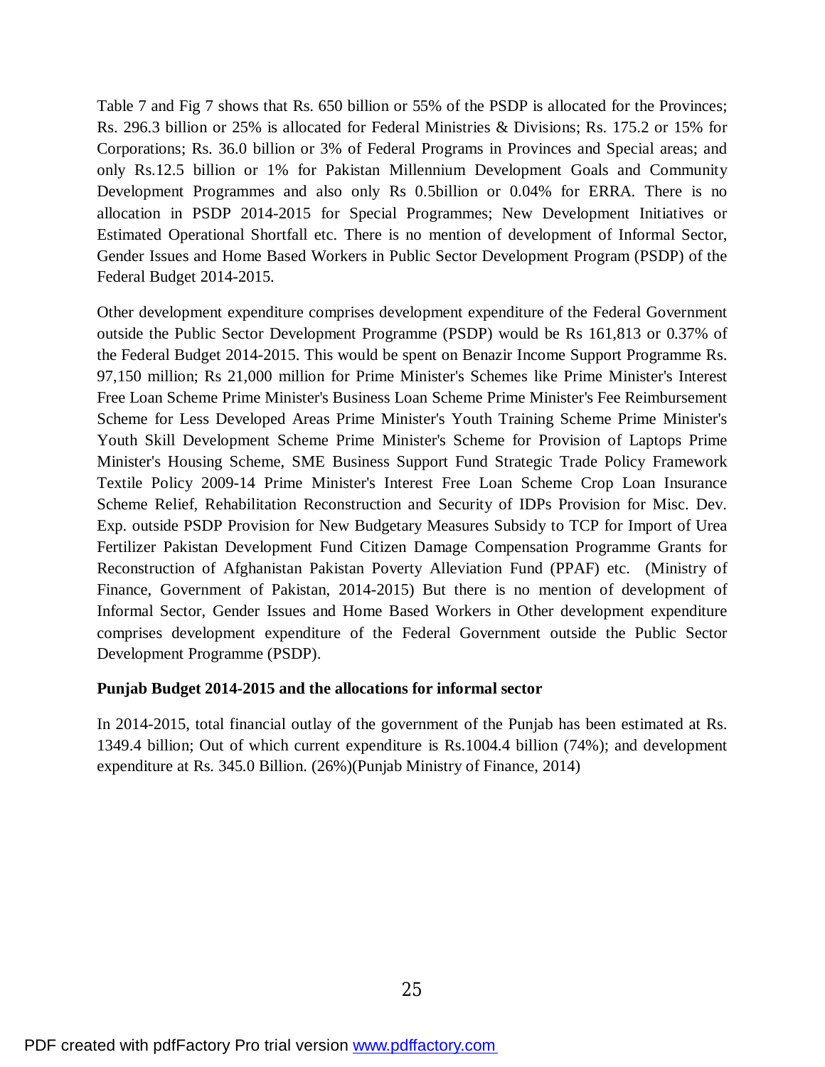Table 7 and Fig 7 shows that Rs. 650 billion or 55% of the PSDP is allocated for the Provinces; Rs. 296.3 billion or 25% is allocated for Federal Ministries & Divisions; Rs. 175.2 or 15% for Corporations; Rs. 36.0 billion or 3% of Federal Programs in Provinces and Special areas; and only Rs.12.5 billion or 1% for Pakistan Millennium Development Goals and Community Development Programmes and also only Rs 0.5billion or 0.04% for ERRA. There is no allocation in PSDP 2014-2015 for Special Programmes; New Development Initiatives or Estimated Operational Shortfall etc. There is no mention of development of Informal Sector, Gender Issues and Home Based Workers in Public Sector Development Program (PSDP) of the Federal Budget 2014-2015.

Other development expenditure comprises development expenditure of the Federal Government outside the Public Sector Development Programme (PSDP) would be Rs 161,813 or 0.37% of the Federal Budget 2014-2015. This would be spent on Benazir Income Support Programme Rs. 97,150 million; Rs 21,000 million for Prime Minister's Schemes like Prime Minister's Interest Free Loan Scheme Prime Minister's Business Loan Scheme Prime Minister's Fee Reimbursement Scheme for Less Developed Areas Prime Minister's Youth Training Scheme Prime Minister's Youth Skill Development Scheme Prime Minister's Scheme for Provision of Laptops Prime Minister's Housing Scheme, SME Business Support Fund Strategic Trade Policy Framework Textile Policy 2009-14 Prime Minister's Interest Free Loan Scheme Crop Loan Insurance Scheme Relief, Rehabilitation Reconstruction and Security of IDPs Provision for Misc. Dev. Exp. outside PSDP Provision for New Budgetary Measures Subsidy to TCP for Import of Urea Fertilizer Pakistan Development Fund Citizen Damage Compensation Programme Grants for Reconstruction of Afghanistan Pakistan Poverty Alleviation Fund (PPAF) etc. (Ministry of Finance, Government of Pakistan, 2014-2015) But there is no mention of development of Informal Sector, Gender Issues and Home Based Workers in Other development expenditure comprises development expenditure of the Federal Government outside the Public Sector Development Programme (PSDP).

**Punjab Budget 2014-2015 and the allocations for informal sector**

In 2014-2015, total financial outlay of the government of the Punjab has been estimated at Rs. 1349.4 billion; Out of which current expenditure is Rs.1004.4 billion (74%); and development expenditure at Rs. 345.0 Billion. (26%)(Punjab Ministry of Finance, 2014)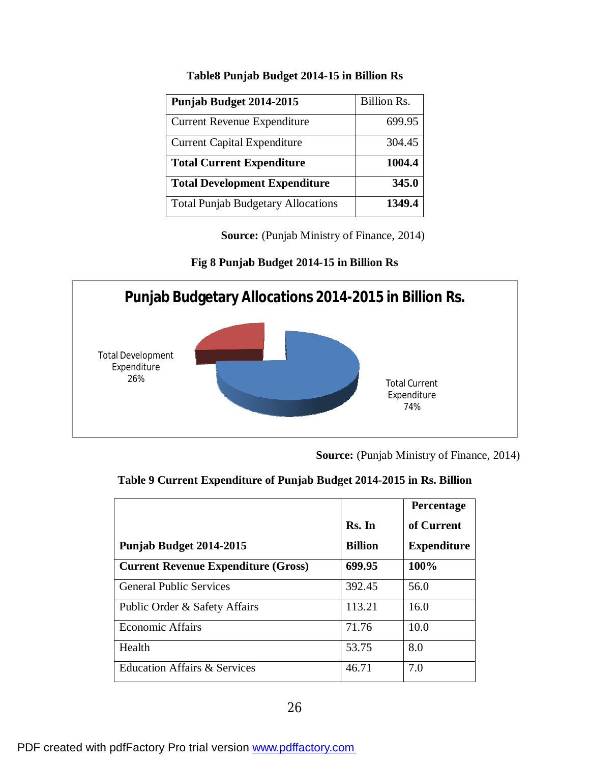**Table8 Punjab Budget 2014-15 in Billion Rs**

| **Punjab Budget 2014-2015** | Billion Rs. |
|---|---|
| Current Revenue Expenditure | 699.95 |
| Current Capital Expenditure | 304.45 |
| **Total Current Expenditure** | **1004.4** |
| **Total Development Expenditure** | **345.0** |
| Total Punjab Budgetary Allocations | **1349.4** |

**Source:** (Punjab Ministry of Finance, 2014)

**Fig 8 Punjab Budget 2014-15 in Billion Rs**

Punjab Budgetary Allocations 2014-2015 in Billion Rs.

Total Development Expenditure 26%

Total Current Expenditure 74%

**Source:** (Punjab Ministry of Finance, 2014)

**Table 9 Current Expenditure of Punjab Budget 2014-2015 in Rs. Billion**

| **Punjab Budget 2014-2015** | **Rs. In Billion** | **Percentage of Current Expenditure** |
|---|---|---|
| **Current Revenue Expenditure (Gross)** | **699.95** | **100%** |
| General Public Services | 392.45 | 56.0 |
| Public Order & Safety Affairs | 113.21 | 16.0 |
| Economic Affairs | 71.76 | 10.0 |
| Health | 53.75 | 8.0 |
| Education Affairs & Services | 46.71 | 7.0 |

PDF created with pdfFactory Pro trial version www.pdffactory.com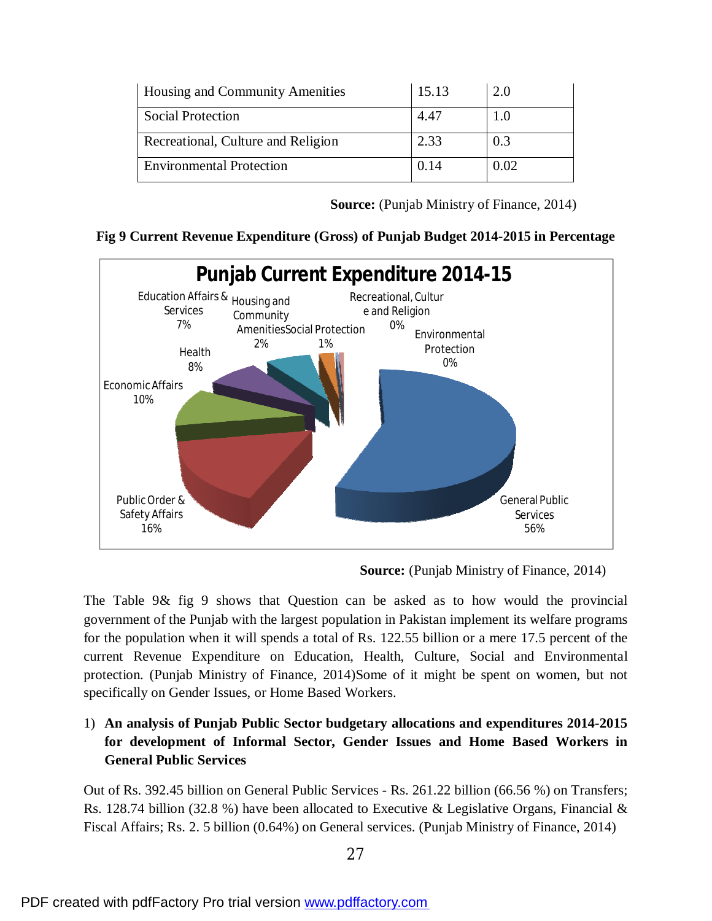| | | |
|---|---|---|
| Housing and Community Amenities | 15.13 | 2.0 |
| Social Protection | 4.47 | 1.0 |
| Recreational, Culture and Religion | 2.33 | 0.3 |
| Environmental Protection | 0.14 | 0.02 |

**Source:** (Punjab Ministry of Finance, 2014)

**Fig 9 Current Revenue Expenditure (Gross) of Punjab Budget 2014-2015 in Percentage**

Punjab Current Expenditure 2014-15

Education Affairs & Services 7%

Housing and Community Amenities 2%

Social Protection 1%

Recreational, Culture and Religion 0%

Environmental Protection 0%

Health 8%

Economic Affairs 10%

Public Order & Safety Affairs 16%

General Public Services 56%

**Source:** (Punjab Ministry of Finance, 2014)

The Table 9& fig 9 shows that Question can be asked as to how would the provincial government of the Punjab with the largest population in Pakistan implement its welfare programs for the population when it will spends a total of Rs. 122.55 billion or a mere 17.5 percent of the current Revenue Expenditure on Education, Health, Culture, Social and Environmental protection. (Punjab Ministry of Finance, 2014)Some of it might be spent on women, but not specifically on Gender Issues, or Home Based Workers.

1) **An analysis of Punjab Public Sector budgetary allocations and expenditures 2014-2015 for development of Informal Sector, Gender Issues and Home Based Workers in General Public Services**

Out of Rs. 392.45 billion on General Public Services - Rs. 261.22 billion (66.56 %) on Transfers; Rs. 128.74 billion (32.8 %) have been allocated to Executive & Legislative Organs, Financial & Fiscal Affairs; Rs. 2. 5 billion (0.64%) on General services. (Punjab Ministry of Finance, 2014)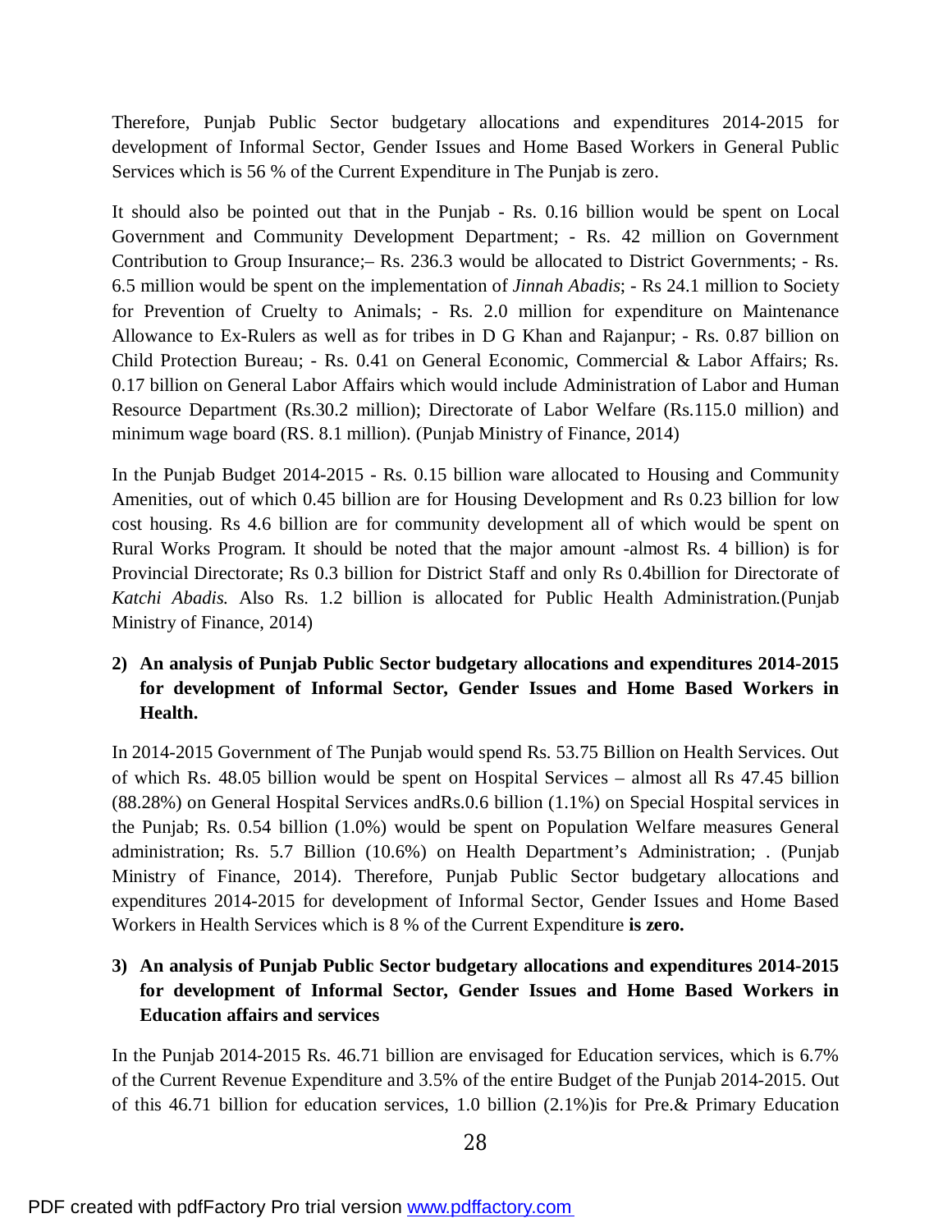Therefore, Punjab Public Sector budgetary allocations and expenditures 2014-2015 for development of Informal Sector, Gender Issues and Home Based Workers in General Public Services which is 56 % of the Current Expenditure in The Punjab is zero.

It should also be pointed out that in the Punjab - Rs. 0.16 billion would be spent on Local Government and Community Development Department; - Rs. 42 million on Government Contribution to Group Insurance;– Rs. 236.3 would be allocated to District Governments; - Rs. 6.5 million would be spent on the implementation of *Jinnah Abadis*; - Rs 24.1 million to Society for Prevention of Cruelty to Animals; - Rs. 2.0 million for expenditure on Maintenance Allowance to Ex-Rulers as well as for tribes in D G Khan and Rajanpur; - Rs. 0.87 billion on Child Protection Bureau; - Rs. 0.41 on General Economic, Commercial & Labor Affairs; Rs. 0.17 billion on General Labor Affairs which would include Administration of Labor and Human Resource Department (Rs.30.2 million); Directorate of Labor Welfare (Rs.115.0 million) and minimum wage board (RS. 8.1 million). (Punjab Ministry of Finance, 2014)

In the Punjab Budget 2014-2015 - Rs. 0.15 billion ware allocated to Housing and Community Amenities, out of which 0.45 billion are for Housing Development and Rs 0.23 billion for low cost housing. Rs 4.6 billion are for community development all of which would be spent on Rural Works Program. It should be noted that the major amount -almost Rs. 4 billion) is for Provincial Directorate; Rs 0.3 billion for District Staff and only Rs 0.4billion for Directorate of *Katchi Abadis.* Also Rs. 1.2 billion is allocated for Public Health Administration.(Punjab Ministry of Finance, 2014)

**2) An analysis of Punjab Public Sector budgetary allocations and expenditures 2014-2015 for development of Informal Sector, Gender Issues and Home Based Workers in Health.**

In 2014-2015 Government of The Punjab would spend Rs. 53.75 Billion on Health Services. Out of which Rs. 48.05 billion would be spent on Hospital Services – almost all Rs 47.45 billion (88.28%) on General Hospital Services andRs.0.6 billion (1.1%) on Special Hospital services in the Punjab; Rs. 0.54 billion (1.0%) would be spent on Population Welfare measures General administration; Rs. 5.7 Billion (10.6%) on Health Department's Administration; . (Punjab Ministry of Finance, 2014). Therefore, Punjab Public Sector budgetary allocations and expenditures 2014-2015 for development of Informal Sector, Gender Issues and Home Based Workers in Health Services which is 8 % of the Current Expenditure **is zero.**

**3) An analysis of Punjab Public Sector budgetary allocations and expenditures 2014-2015 for development of Informal Sector, Gender Issues and Home Based Workers in Education affairs and services**

In the Punjab 2014-2015 Rs. 46.71 billion are envisaged for Education services, which is 6.7% of the Current Revenue Expenditure and 3.5% of the entire Budget of the Punjab 2014-2015. Out of this 46.71 billion for education services, 1.0 billion (2.1%)is for Pre.& Primary Education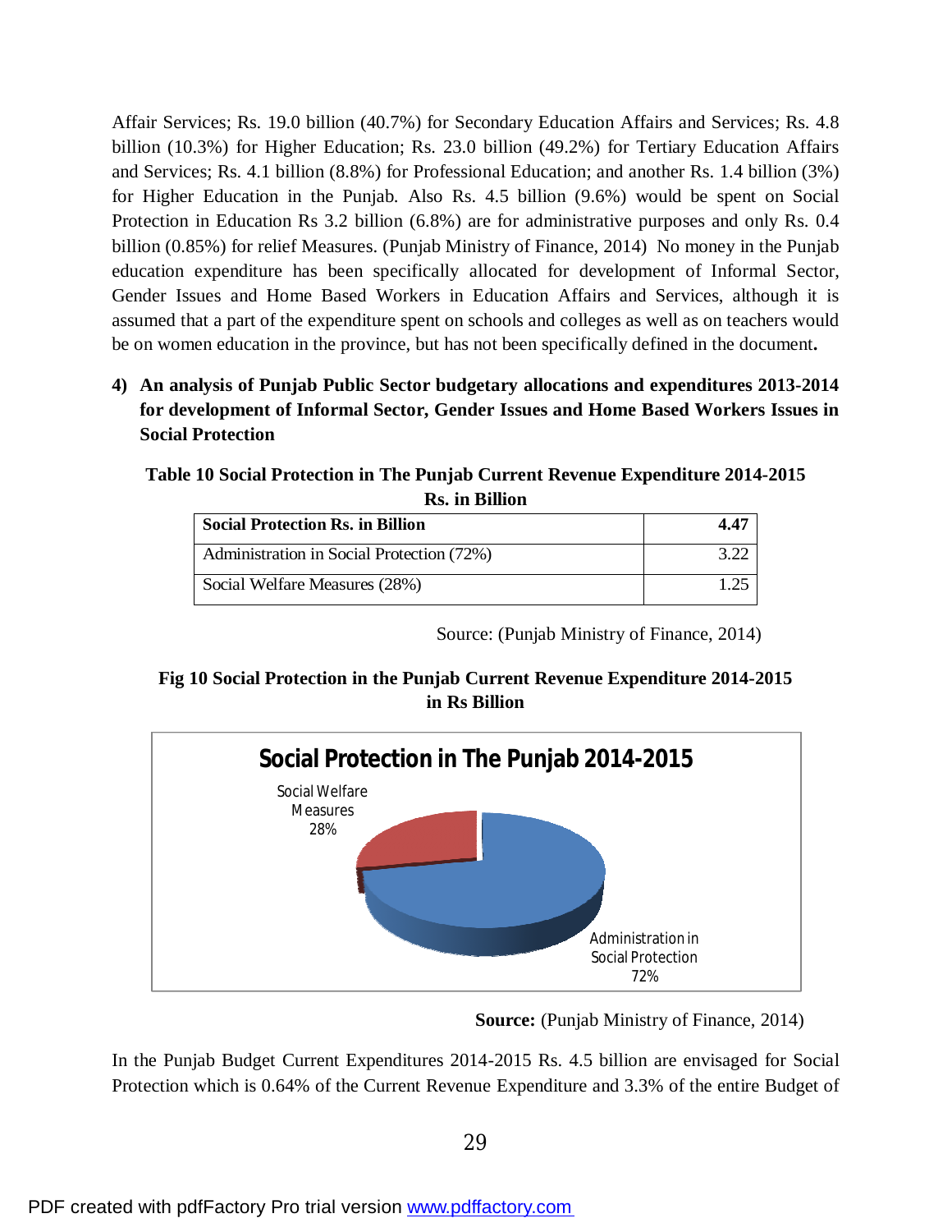Affair Services; Rs. 19.0 billion (40.7%) for Secondary Education Affairs and Services; Rs. 4.8 billion (10.3%) for Higher Education; Rs. 23.0 billion (49.2%) for Tertiary Education Affairs and Services; Rs. 4.1 billion (8.8%) for Professional Education; and another Rs. 1.4 billion (3%) for Higher Education in the Punjab. Also Rs. 4.5 billion (9.6%) would be spent on Social Protection in Education Rs 3.2 billion (6.8%) are for administrative purposes and only Rs. 0.4 billion (0.85%) for relief Measures. (Punjab Ministry of Finance, 2014) No money in the Punjab education expenditure has been specifically allocated for development of Informal Sector, Gender Issues and Home Based Workers in Education Affairs and Services, although it is assumed that a part of the expenditure spent on schools and colleges as well as on teachers would be on women education in the province, but has not been specifically defined in the document**.**

**4) An analysis of Punjab Public Sector budgetary allocations and expenditures 2013-2014 for development of Informal Sector, Gender Issues and Home Based Workers Issues in Social Protection**

**Table 10 Social Protection in The Punjab Current Revenue Expenditure 2014-2015 Rs. in Billion**

| **Social Protection Rs. in Billion** | **4.47** |
|---|---|
| Administration in Social Protection (72%) | 3.22 |
| Social Welfare Measures (28%) | 1.25 |

Source: (Punjab Ministry of Finance, 2014)

**Fig 10 Social Protection in the Punjab Current Revenue Expenditure 2014-2015 in Rs Billion**

**Social Protection in The Punjab 2014-2015**

Social Welfare Measures 28%

Administration in Social Protection 72%

**Source:** (Punjab Ministry of Finance, 2014)

In the Punjab Budget Current Expenditures 2014-2015 Rs. 4.5 billion are envisaged for Social Protection which is 0.64% of the Current Revenue Expenditure and 3.3% of the entire Budget of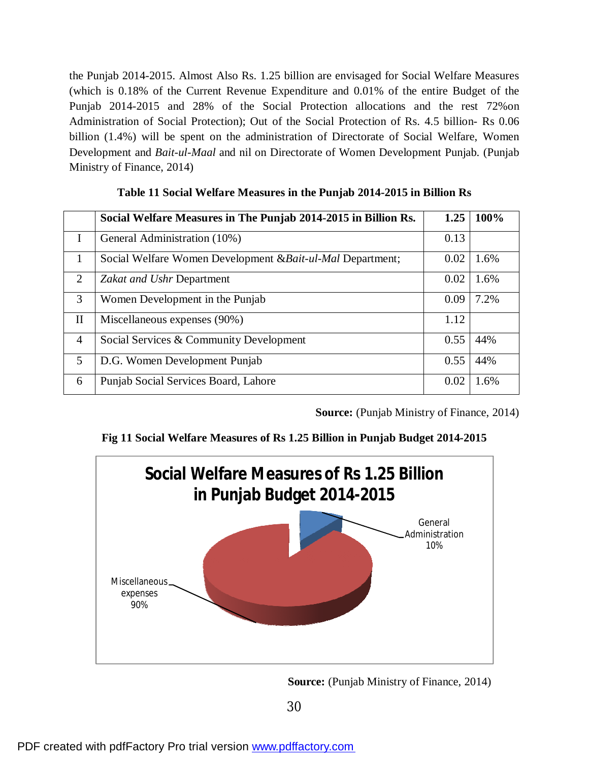the Punjab 2014-2015. Almost Also Rs. 1.25 billion are envisaged for Social Welfare Measures (which is 0.18% of the Current Revenue Expenditure and 0.01% of the entire Budget of the Punjab 2014-2015 and 28% of the Social Protection allocations and the rest 72%on Administration of Social Protection); Out of the Social Protection of Rs. 4.5 billion- Rs 0.06 billion (1.4%) will be spent on the administration of Directorate of Social Welfare, Women Development and *Bait-ul-Maal* and nil on Directorate of Women Development Punjab. (Punjab Ministry of Finance, 2014)

**Table 11 Social Welfare Measures in the Punjab 2014-2015 in Billion Rs**

| | **Social Welfare Measures in The Punjab 2014-2015 in Billion Rs.** | **1.25** | **100%** |
|---|---|---|---|
| I | General Administration (10%) | 0.13 | |
| 1 | Social Welfare Women Development &*Bait-ul-Mal* Department; | 0.02 | 1.6% |
| 2 | *Zakat and Ushr* Department | 0.02 | 1.6% |
| 3 | Women Development in the Punjab | 0.09 | 7.2% |
| II | Miscellaneous expenses (90%) | 1.12 | |
| 4 | Social Services & Community Development | 0.55 | 44% |
| 5 | D.G. Women Development Punjab | 0.55 | 44% |
| 6 | Punjab Social Services Board, Lahore | 0.02 | 1.6% |

**Source:** (Punjab Ministry of Finance, 2014)

**Fig 11 Social Welfare Measures of Rs 1.25 Billion in Punjab Budget 2014-2015**

Social Welfare Measures of Rs 1.25 Billion in Punjab Budget 2014-2015

General Administration 10%

Miscellaneous expenses 90%

**Source:** (Punjab Ministry of Finance, 2014)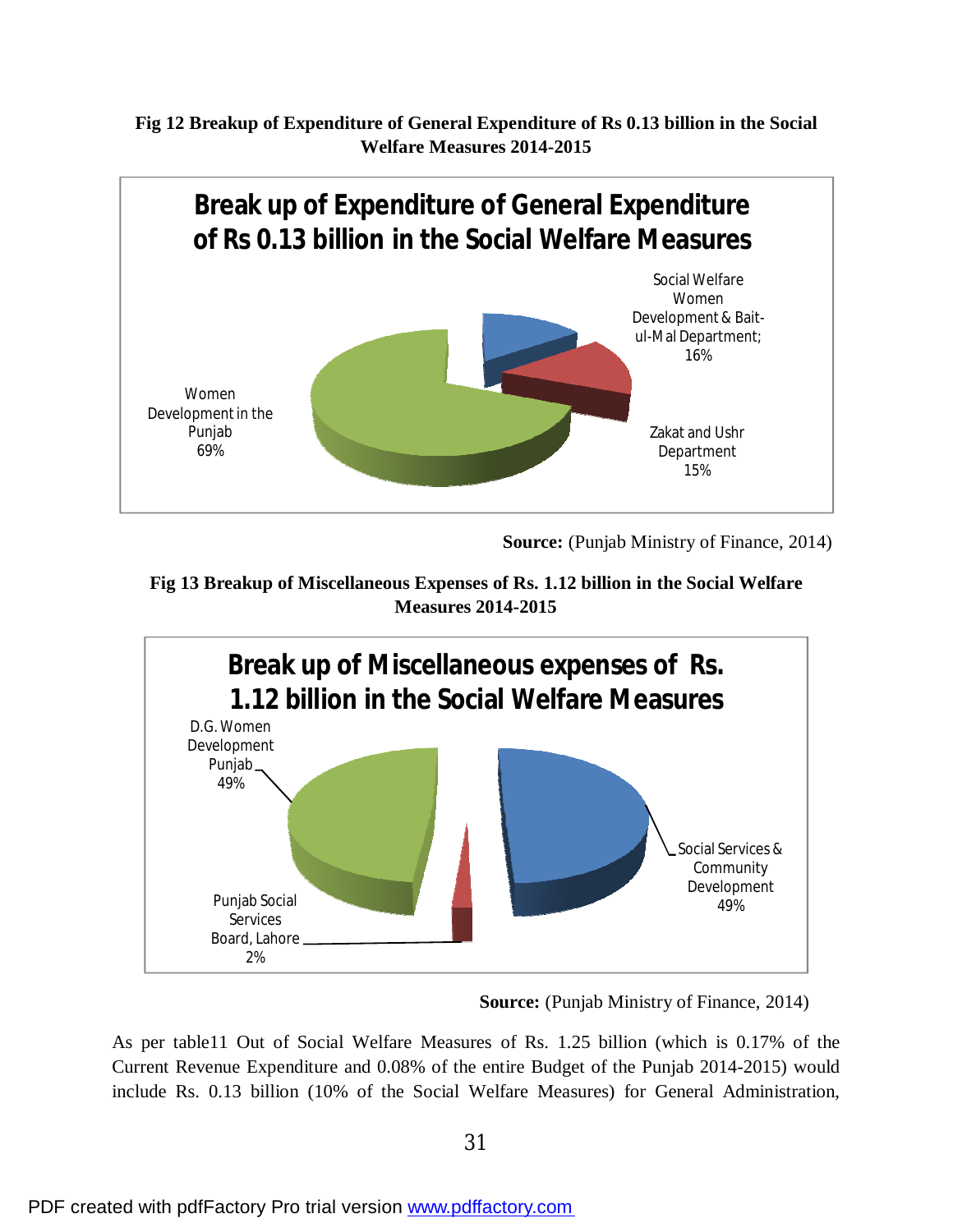**Fig 12 Breakup of Expenditure of General Expenditure of Rs 0.13 billion in the Social Welfare Measures 2014-2015**

Break up of Expenditure of General Expenditure of Rs 0.13 billion in the Social Welfare Measures

Social Welfare Women Development & Bait-ul-Mal Department; 16%

Zakat and Ushr Department 15%

Women Development in the Punjab 69%

**Source:** (Punjab Ministry of Finance, 2014)

**Fig 13 Breakup of Miscellaneous Expenses of Rs. 1.12 billion in the Social Welfare Measures 2014-2015**

Break up of Miscellaneous expenses of Rs. 1.12 billion in the Social Welfare Measures

D.G. Women Development Punjab 49%

Social Services & Community Development 49%

Punjab Social Services Board, Lahore 2%

**Source:** (Punjab Ministry of Finance, 2014)

As per table11 Out of Social Welfare Measures of Rs. 1.25 billion (which is 0.17% of the Current Revenue Expenditure and 0.08% of the entire Budget of the Punjab 2014-2015) would include Rs. 0.13 billion (10% of the Social Welfare Measures) for General Administration,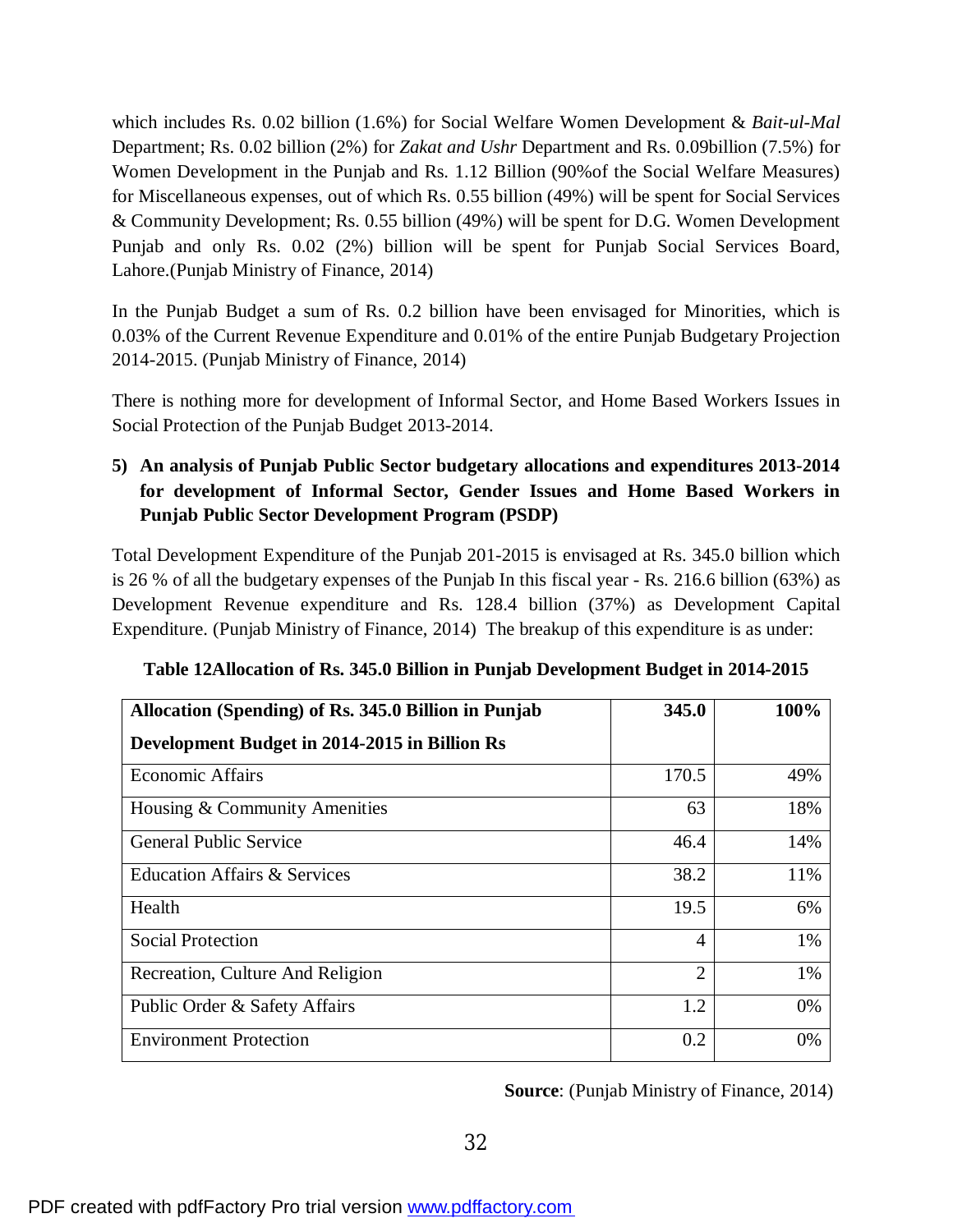which includes Rs. 0.02 billion (1.6%) for Social Welfare Women Development & *Bait-ul-Mal* Department; Rs. 0.02 billion (2%) for *Zakat and Ushr* Department and Rs. 0.09billion (7.5%) for Women Development in the Punjab and Rs. 1.12 Billion (90%of the Social Welfare Measures) for Miscellaneous expenses, out of which Rs. 0.55 billion (49%) will be spent for Social Services & Community Development; Rs. 0.55 billion (49%) will be spent for D.G. Women Development Punjab and only Rs. 0.02 (2%) billion will be spent for Punjab Social Services Board, Lahore.(Punjab Ministry of Finance, 2014)

In the Punjab Budget a sum of Rs. 0.2 billion have been envisaged for Minorities, which is 0.03% of the Current Revenue Expenditure and 0.01% of the entire Punjab Budgetary Projection 2014-2015. (Punjab Ministry of Finance, 2014)

There is nothing more for development of Informal Sector, and Home Based Workers Issues in Social Protection of the Punjab Budget 2013-2014.

**5) An analysis of Punjab Public Sector budgetary allocations and expenditures 2013-2014 for development of Informal Sector, Gender Issues and Home Based Workers in Punjab Public Sector Development Program (PSDP)**

Total Development Expenditure of the Punjab 201-2015 is envisaged at Rs. 345.0 billion which is 26 % of all the budgetary expenses of the Punjab In this fiscal year - Rs. 216.6 billion (63%) as Development Revenue expenditure and Rs. 128.4 billion (37%) as Development Capital Expenditure. (Punjab Ministry of Finance, 2014) The breakup of this expenditure is as under:

**Table 12Allocation of Rs. 345.0 Billion in Punjab Development Budget in 2014-2015**

| **Allocation (Spending) of Rs. 345.0 Billion in Punjab Development Budget in 2014-2015 in Billion Rs** | **345.0** | **100%** |
|---|---|---|
| Economic Affairs | 170.5 | 49% |
| Housing & Community Amenities | 63 | 18% |
| General Public Service | 46.4 | 14% |
| Education Affairs & Services | 38.2 | 11% |
| Health | 19.5 | 6% |
| Social Protection | 4 | 1% |
| Recreation, Culture And Religion | 2 | 1% |
| Public Order & Safety Affairs | 1.2 | 0% |
| Environment Protection | 0.2 | 0% |

**Source**: (Punjab Ministry of Finance, 2014)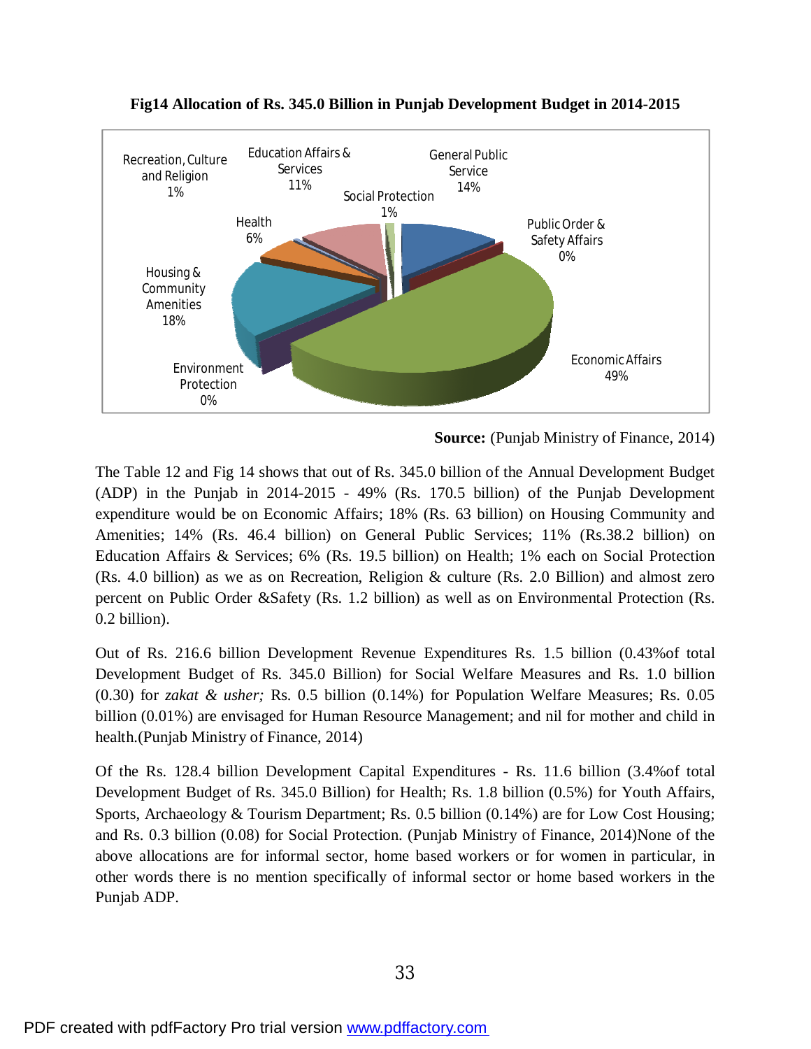**Fig14 Allocation of Rs. 345.0 Billion in Punjab Development Budget in 2014-2015**

Recreation, Culture and Religion 1%
Education Affairs & Services 11%
General Public Service 14%
Social Protection 1%
Health 6%
Public Order & Safety Affairs 0%
Housing & Community Amenities 18%
Economic Affairs 49%
Environment Protection 0%

**Source:** (Punjab Ministry of Finance, 2014)

The Table 12 and Fig 14 shows that out of Rs. 345.0 billion of the Annual Development Budget (ADP) in the Punjab in 2014-2015 - 49% (Rs. 170.5 billion) of the Punjab Development expenditure would be on Economic Affairs; 18% (Rs. 63 billion) on Housing Community and Amenities; 14% (Rs. 46.4 billion) on General Public Services; 11% (Rs.38.2 billion) on Education Affairs & Services; 6% (Rs. 19.5 billion) on Health; 1% each on Social Protection (Rs. 4.0 billion) as we as on Recreation, Religion & culture (Rs. 2.0 Billion) and almost zero percent on Public Order &Safety (Rs. 1.2 billion) as well as on Environmental Protection (Rs. 0.2 billion).

Out of Rs. 216.6 billion Development Revenue Expenditures Rs. 1.5 billion (0.43%of total Development Budget of Rs. 345.0 Billion) for Social Welfare Measures and Rs. 1.0 billion (0.30) for *zakat & usher;* Rs. 0.5 billion (0.14%) for Population Welfare Measures; Rs. 0.05 billion (0.01%) are envisaged for Human Resource Management; and nil for mother and child in health.(Punjab Ministry of Finance, 2014)

Of the Rs. 128.4 billion Development Capital Expenditures - Rs. 11.6 billion (3.4%of total Development Budget of Rs. 345.0 Billion) for Health; Rs. 1.8 billion (0.5%) for Youth Affairs, Sports, Archaeology & Tourism Department; Rs. 0.5 billion (0.14%) are for Low Cost Housing; and Rs. 0.3 billion (0.08) for Social Protection. (Punjab Ministry of Finance, 2014)None of the above allocations are for informal sector, home based workers or for women in particular, in other words there is no mention specifically of informal sector or home based workers in the Punjab ADP.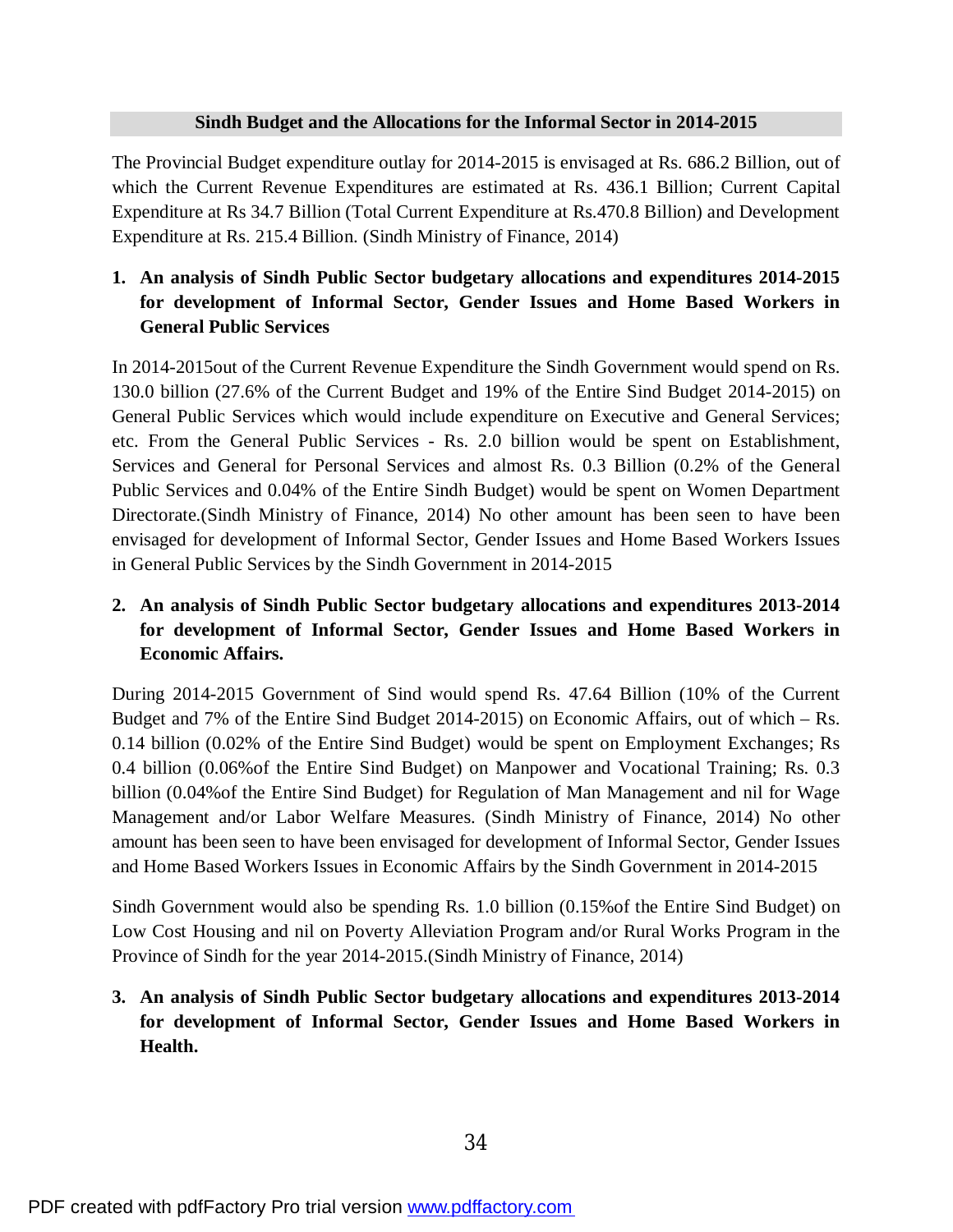## Sindh Budget and the Allocations for the Informal Sector in 2014-2015

The Provincial Budget expenditure outlay for 2014-2015 is envisaged at Rs. 686.2 Billion, out of which the Current Revenue Expenditures are estimated at Rs. 436.1 Billion; Current Capital Expenditure at Rs 34.7 Billion (Total Current Expenditure at Rs.470.8 Billion) and Development Expenditure at Rs. 215.4 Billion. (Sindh Ministry of Finance, 2014)

1. **An analysis of Sindh Public Sector budgetary allocations and expenditures 2014-2015 for development of Informal Sector, Gender Issues and Home Based Workers in General Public Services**

In 2014-2015out of the Current Revenue Expenditure the Sindh Government would spend on Rs. 130.0 billion (27.6% of the Current Budget and 19% of the Entire Sind Budget 2014-2015) on General Public Services which would include expenditure on Executive and General Services; etc. From the General Public Services - Rs. 2.0 billion would be spent on Establishment, Services and General for Personal Services and almost Rs. 0.3 Billion (0.2% of the General Public Services and 0.04% of the Entire Sindh Budget) would be spent on Women Department Directorate.(Sindh Ministry of Finance, 2014) No other amount has been seen to have been envisaged for development of Informal Sector, Gender Issues and Home Based Workers Issues in General Public Services by the Sindh Government in 2014-2015

2. **An analysis of Sindh Public Sector budgetary allocations and expenditures 2013-2014 for development of Informal Sector, Gender Issues and Home Based Workers in Economic Affairs.**

During 2014-2015 Government of Sind would spend Rs. 47.64 Billion (10% of the Current Budget and 7% of the Entire Sind Budget 2014-2015) on Economic Affairs, out of which – Rs. 0.14 billion (0.02% of the Entire Sind Budget) would be spent on Employment Exchanges; Rs 0.4 billion (0.06%of the Entire Sind Budget) on Manpower and Vocational Training; Rs. 0.3 billion (0.04%of the Entire Sind Budget) for Regulation of Man Management and nil for Wage Management and/or Labor Welfare Measures. (Sindh Ministry of Finance, 2014) No other amount has been seen to have been envisaged for development of Informal Sector, Gender Issues and Home Based Workers Issues in Economic Affairs by the Sindh Government in 2014-2015

Sindh Government would also be spending Rs. 1.0 billion (0.15%of the Entire Sind Budget) on Low Cost Housing and nil on Poverty Alleviation Program and/or Rural Works Program in the Province of Sindh for the year 2014-2015.(Sindh Ministry of Finance, 2014)

3. **An analysis of Sindh Public Sector budgetary allocations and expenditures 2013-2014 for development of Informal Sector, Gender Issues and Home Based Workers in Health.**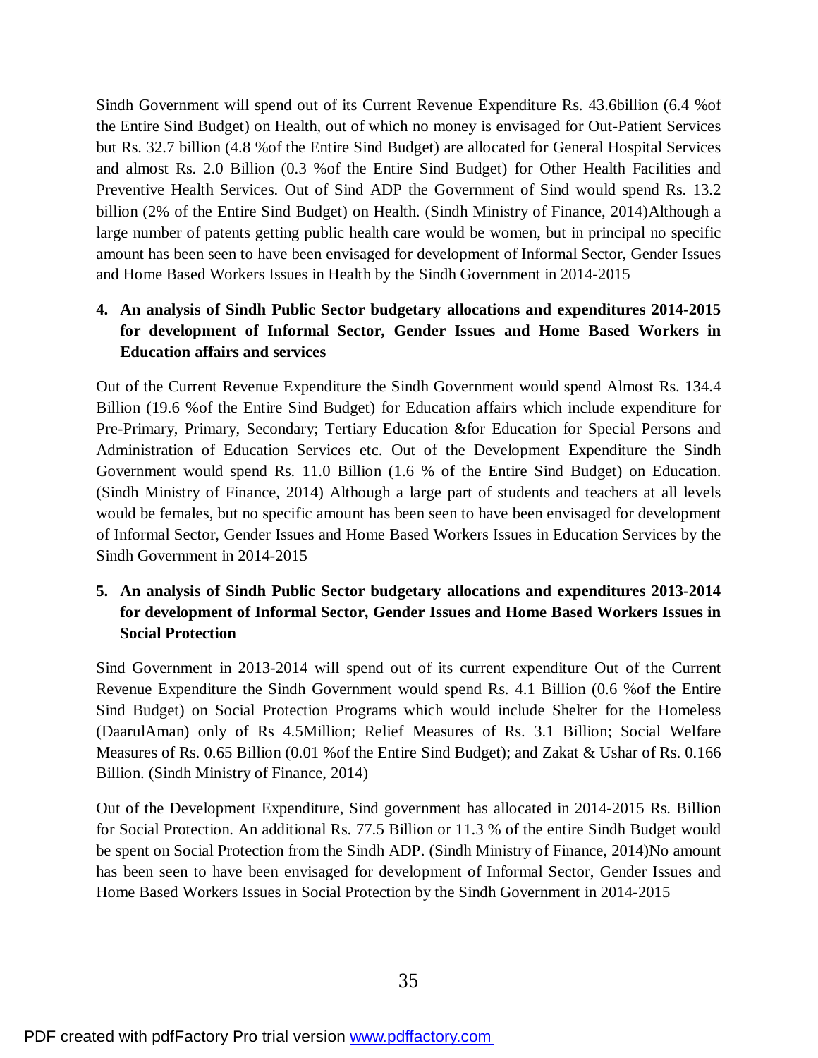Sindh Government will spend out of its Current Revenue Expenditure Rs. 43.6billion (6.4 %of the Entire Sind Budget) on Health, out of which no money is envisaged for Out-Patient Services but Rs. 32.7 billion (4.8 %of the Entire Sind Budget) are allocated for General Hospital Services and almost Rs. 2.0 Billion (0.3 %of the Entire Sind Budget) for Other Health Facilities and Preventive Health Services. Out of Sind ADP the Government of Sind would spend Rs. 13.2 billion (2% of the Entire Sind Budget) on Health. (Sindh Ministry of Finance, 2014)Although a large number of patents getting public health care would be women, but in principal no specific amount has been seen to have been envisaged for development of Informal Sector, Gender Issues and Home Based Workers Issues in Health by the Sindh Government in 2014-2015

**4. An analysis of Sindh Public Sector budgetary allocations and expenditures 2014-2015 for development of Informal Sector, Gender Issues and Home Based Workers in Education affairs and services**

Out of the Current Revenue Expenditure the Sindh Government would spend Almost Rs. 134.4 Billion (19.6 %of the Entire Sind Budget) for Education affairs which include expenditure for Pre-Primary, Primary, Secondary; Tertiary Education &for Education for Special Persons and Administration of Education Services etc. Out of the Development Expenditure the Sindh Government would spend Rs. 11.0 Billion (1.6 % of the Entire Sind Budget) on Education. (Sindh Ministry of Finance, 2014) Although a large part of students and teachers at all levels would be females, but no specific amount has been seen to have been envisaged for development of Informal Sector, Gender Issues and Home Based Workers Issues in Education Services by the Sindh Government in 2014-2015

**5. An analysis of Sindh Public Sector budgetary allocations and expenditures 2013-2014 for development of Informal Sector, Gender Issues and Home Based Workers Issues in Social Protection**

Sind Government in 2013-2014 will spend out of its current expenditure Out of the Current Revenue Expenditure the Sindh Government would spend Rs. 4.1 Billion (0.6 %of the Entire Sind Budget) on Social Protection Programs which would include Shelter for the Homeless (DaarulAman) only of Rs 4.5Million; Relief Measures of Rs. 3.1 Billion; Social Welfare Measures of Rs. 0.65 Billion (0.01 %of the Entire Sind Budget); and Zakat & Ushar of Rs. 0.166 Billion. (Sindh Ministry of Finance, 2014)

Out of the Development Expenditure, Sind government has allocated in 2014-2015 Rs. Billion for Social Protection. An additional Rs. 77.5 Billion or 11.3 % of the entire Sindh Budget would be spent on Social Protection from the Sindh ADP. (Sindh Ministry of Finance, 2014)No amount has been seen to have been envisaged for development of Informal Sector, Gender Issues and Home Based Workers Issues in Social Protection by the Sindh Government in 2014-2015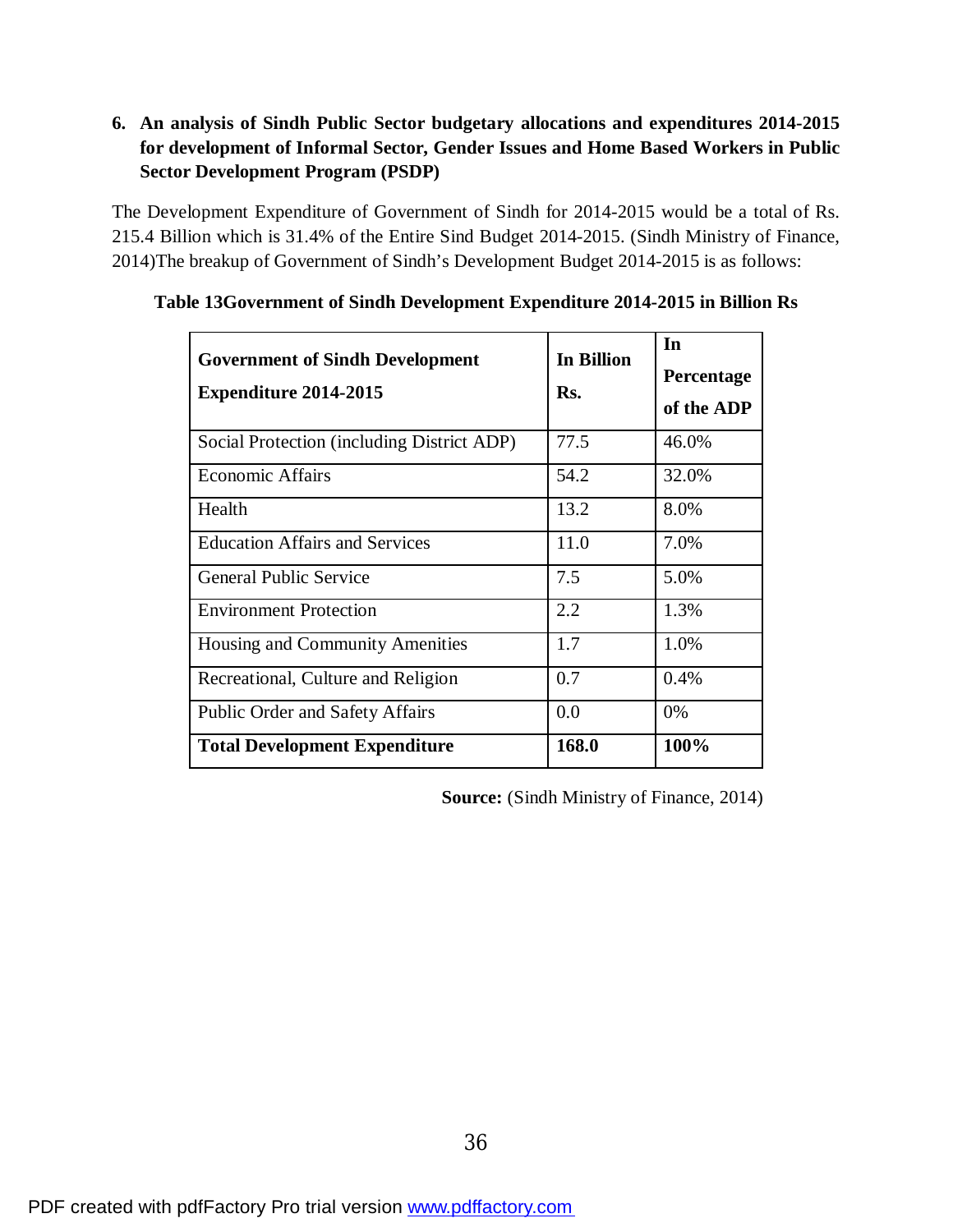## 6. An analysis of Sindh Public Sector budgetary allocations and expenditures 2014-2015 for development of Informal Sector, Gender Issues and Home Based Workers in Public Sector Development Program (PSDP)

The Development Expenditure of Government of Sindh for 2014-2015 would be a total of Rs. 215.4 Billion which is 31.4% of the Entire Sind Budget 2014-2015. (Sindh Ministry of Finance, 2014)The breakup of Government of Sindh's Development Budget 2014-2015 is as follows:

**Table 13Government of Sindh Development Expenditure 2014-2015 in Billion Rs**

| Government of Sindh Development Expenditure 2014-2015 | In Billion Rs. | In Percentage of the ADP |
|---|---|---|
| Social Protection (including District ADP) | 77.5 | 46.0% |
| Economic Affairs | 54.2 | 32.0% |
| Health | 13.2 | 8.0% |
| Education Affairs and Services | 11.0 | 7.0% |
| General Public Service | 7.5 | 5.0% |
| Environment Protection | 2.2 | 1.3% |
| Housing and Community Amenities | 1.7 | 1.0% |
| Recreational, Culture and Religion | 0.7 | 0.4% |
| Public Order and Safety Affairs | 0.0 | 0% |
| **Total Development Expenditure** | **168.0** | **100%** |

**Source:** (Sindh Ministry of Finance, 2014)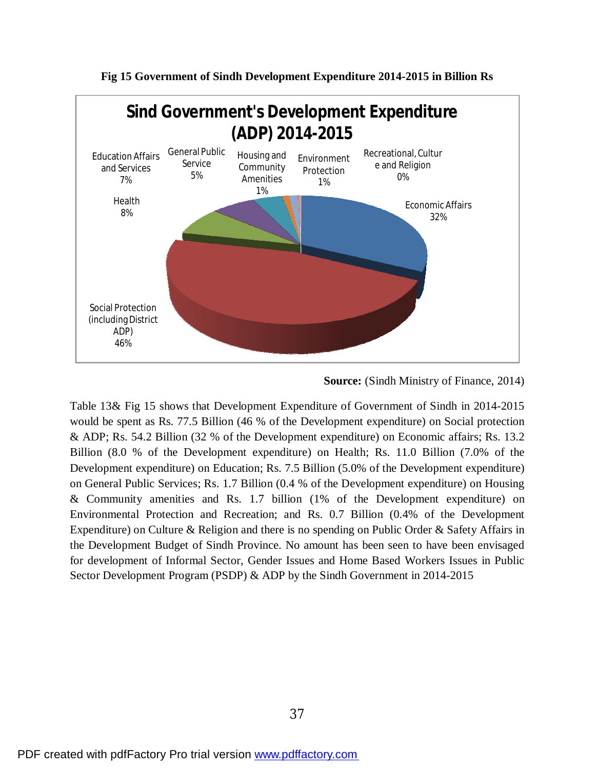**Fig 15 Government of Sindh Development Expenditure 2014-2015 in Billion Rs**

**Sind Government's Development Expenditure (ADP) 2014-2015**

Education Affairs and Services 7%

General Public Service 5%

Housing and Community Amenities 1%

Environment Protection 1%

Recreational, Culture and Religion 0%

Health 8%

Economic Affairs 32%

Social Protection (including District ADP) 46%

**Source:** (Sindh Ministry of Finance, 2014)

Table 13& Fig 15 shows that Development Expenditure of Government of Sindh in 2014-2015 would be spent as Rs. 77.5 Billion (46 % of the Development expenditure) on Social protection & ADP; Rs. 54.2 Billion (32 % of the Development expenditure) on Economic affairs; Rs. 13.2 Billion (8.0 % of the Development expenditure) on Health; Rs. 11.0 Billion (7.0% of the Development expenditure) on Education; Rs. 7.5 Billion (5.0% of the Development expenditure) on General Public Services; Rs. 1.7 Billion (0.4 % of the Development expenditure) on Housing & Community amenities and Rs. 1.7 billion (1% of the Development expenditure) on Environmental Protection and Recreation; and Rs. 0.7 Billion (0.4% of the Development Expenditure) on Culture & Religion and there is no spending on Public Order & Safety Affairs in the Development Budget of Sindh Province. No amount has been seen to have been envisaged for development of Informal Sector, Gender Issues and Home Based Workers Issues in Public Sector Development Program (PSDP) & ADP by the Sindh Government in 2014-2015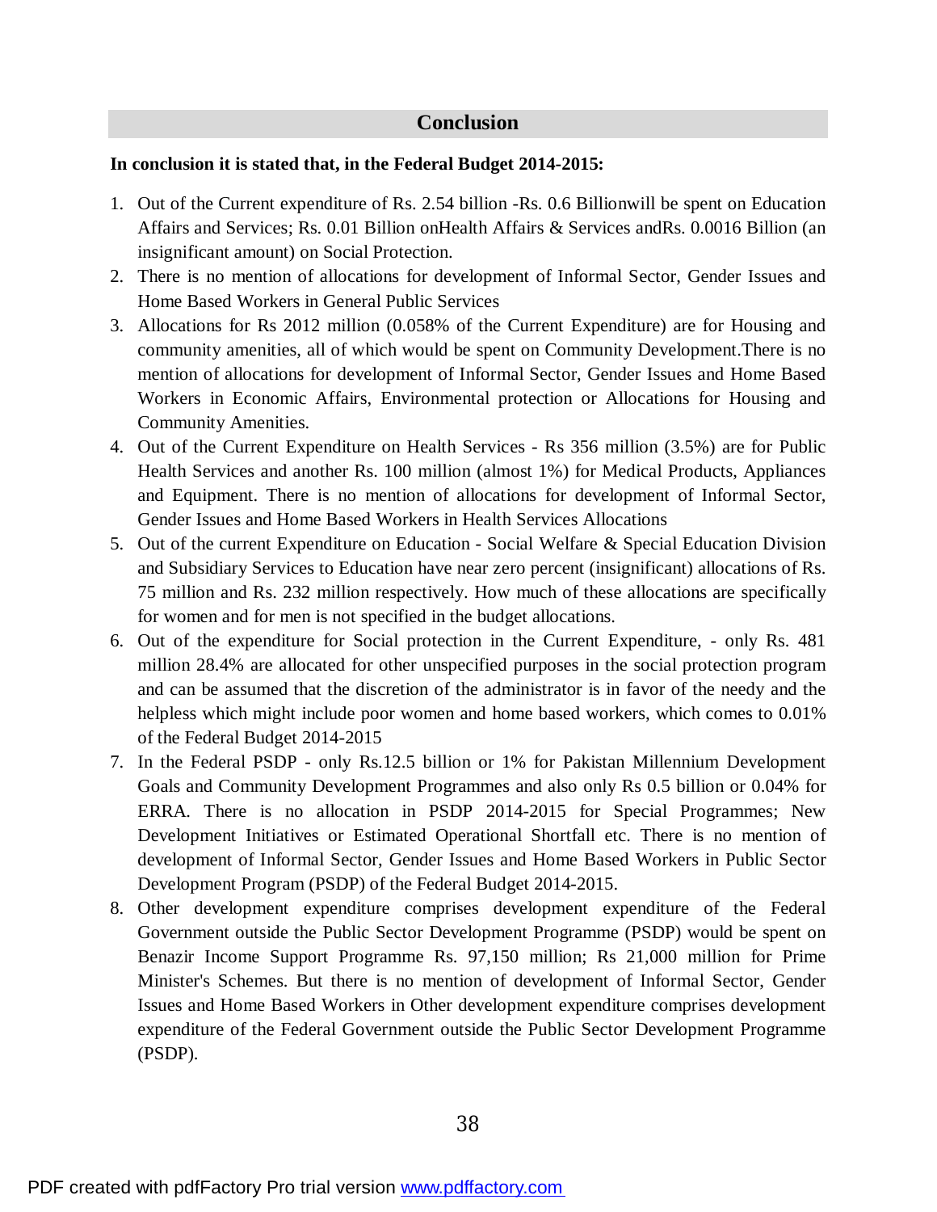## Conclusion

**In conclusion it is stated that, in the Federal Budget 2014-2015:**

1. Out of the Current expenditure of Rs. 2.54 billion -Rs. 0.6 Billionwill be spent on Education Affairs and Services; Rs. 0.01 Billion onHealth Affairs & Services andRs. 0.0016 Billion (an insignificant amount) on Social Protection.
2. There is no mention of allocations for development of Informal Sector, Gender Issues and Home Based Workers in General Public Services
3. Allocations for Rs 2012 million (0.058% of the Current Expenditure) are for Housing and community amenities, all of which would be spent on Community Development.There is no mention of allocations for development of Informal Sector, Gender Issues and Home Based Workers in Economic Affairs, Environmental protection or Allocations for Housing and Community Amenities.
4. Out of the Current Expenditure on Health Services - Rs 356 million (3.5%) are for Public Health Services and another Rs. 100 million (almost 1%) for Medical Products, Appliances and Equipment. There is no mention of allocations for development of Informal Sector, Gender Issues and Home Based Workers in Health Services Allocations
5. Out of the current Expenditure on Education - Social Welfare & Special Education Division and Subsidiary Services to Education have near zero percent (insignificant) allocations of Rs. 75 million and Rs. 232 million respectively. How much of these allocations are specifically for women and for men is not specified in the budget allocations.
6. Out of the expenditure for Social protection in the Current Expenditure, - only Rs. 481 million 28.4% are allocated for other unspecified purposes in the social protection program and can be assumed that the discretion of the administrator is in favor of the needy and the helpless which might include poor women and home based workers, which comes to 0.01% of the Federal Budget 2014-2015
7. In the Federal PSDP - only Rs.12.5 billion or 1% for Pakistan Millennium Development Goals and Community Development Programmes and also only Rs 0.5 billion or 0.04% for ERRA. There is no allocation in PSDP 2014-2015 for Special Programmes; New Development Initiatives or Estimated Operational Shortfall etc. There is no mention of development of Informal Sector, Gender Issues and Home Based Workers in Public Sector Development Program (PSDP) of the Federal Budget 2014-2015.
8. Other development expenditure comprises development expenditure of the Federal Government outside the Public Sector Development Programme (PSDP) would be spent on Benazir Income Support Programme Rs. 97,150 million; Rs 21,000 million for Prime Minister's Schemes. But there is no mention of development of Informal Sector, Gender Issues and Home Based Workers in Other development expenditure comprises development expenditure of the Federal Government outside the Public Sector Development Programme (PSDP).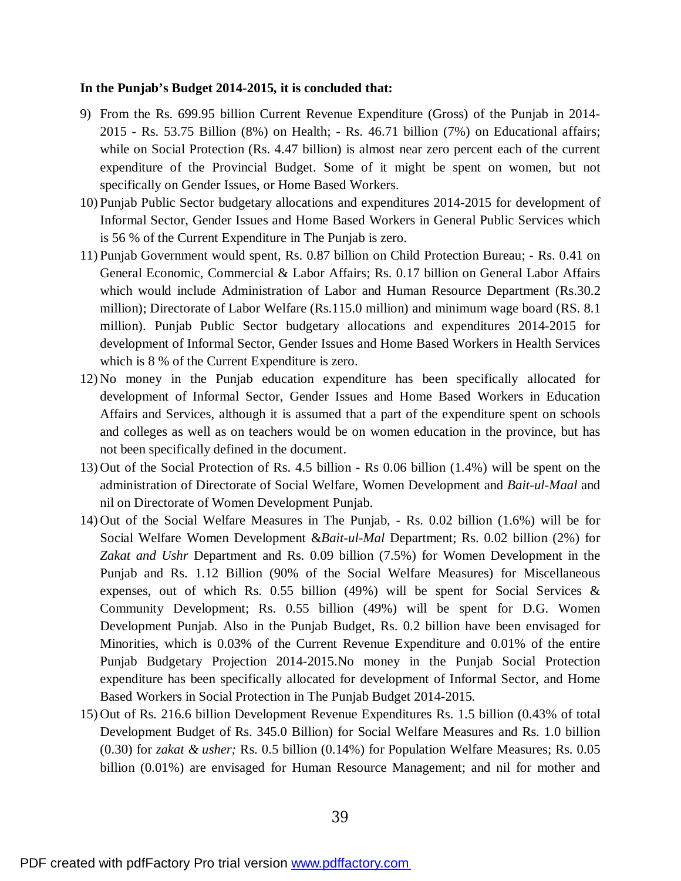**In the Punjab's Budget 2014-2015, it is concluded that:**

9) From the Rs. 699.95 billion Current Revenue Expenditure (Gross) of the Punjab in 2014-2015 - Rs. 53.75 Billion (8%) on Health; - Rs. 46.71 billion (7%) on Educational affairs; while on Social Protection (Rs. 4.47 billion) is almost near zero percent each of the current expenditure of the Provincial Budget. Some of it might be spent on women, but not specifically on Gender Issues, or Home Based Workers.
10) Punjab Public Sector budgetary allocations and expenditures 2014-2015 for development of Informal Sector, Gender Issues and Home Based Workers in General Public Services which is 56 % of the Current Expenditure in The Punjab is zero.
11) Punjab Government would spent, Rs. 0.87 billion on Child Protection Bureau; - Rs. 0.41 on General Economic, Commercial & Labor Affairs; Rs. 0.17 billion on General Labor Affairs which would include Administration of Labor and Human Resource Department (Rs.30.2 million); Directorate of Labor Welfare (Rs.115.0 million) and minimum wage board (RS. 8.1 million). Punjab Public Sector budgetary allocations and expenditures 2014-2015 for development of Informal Sector, Gender Issues and Home Based Workers in Health Services which is 8 % of the Current Expenditure is zero.
12) No money in the Punjab education expenditure has been specifically allocated for development of Informal Sector, Gender Issues and Home Based Workers in Education Affairs and Services, although it is assumed that a part of the expenditure spent on schools and colleges as well as on teachers would be on women education in the province, but has not been specifically defined in the document.
13) Out of the Social Protection of Rs. 4.5 billion - Rs 0.06 billion (1.4%) will be spent on the administration of Directorate of Social Welfare, Women Development and *Bait-ul-Maal* and nil on Directorate of Women Development Punjab.
14) Out of the Social Welfare Measures in The Punjab, - Rs. 0.02 billion (1.6%) will be for Social Welfare Women Development &*Bait-ul-Mal* Department; Rs. 0.02 billion (2%) for *Zakat and Ushr* Department and Rs. 0.09 billion (7.5%) for Women Development in the Punjab and Rs. 1.12 Billion (90% of the Social Welfare Measures) for Miscellaneous expenses, out of which Rs. 0.55 billion (49%) will be spent for Social Services & Community Development; Rs. 0.55 billion (49%) will be spent for D.G. Women Development Punjab. Also in the Punjab Budget, Rs. 0.2 billion have been envisaged for Minorities, which is 0.03% of the Current Revenue Expenditure and 0.01% of the entire Punjab Budgetary Projection 2014-2015.No money in the Punjab Social Protection expenditure has been specifically allocated for development of Informal Sector, and Home Based Workers in Social Protection in The Punjab Budget 2014-2015.
15) Out of Rs. 216.6 billion Development Revenue Expenditures Rs. 1.5 billion (0.43% of total Development Budget of Rs. 345.0 Billion) for Social Welfare Measures and Rs. 1.0 billion (0.30) for *zakat & usher;* Rs. 0.5 billion (0.14%) for Population Welfare Measures; Rs. 0.05 billion (0.01%) are envisaged for Human Resource Management; and nil for mother and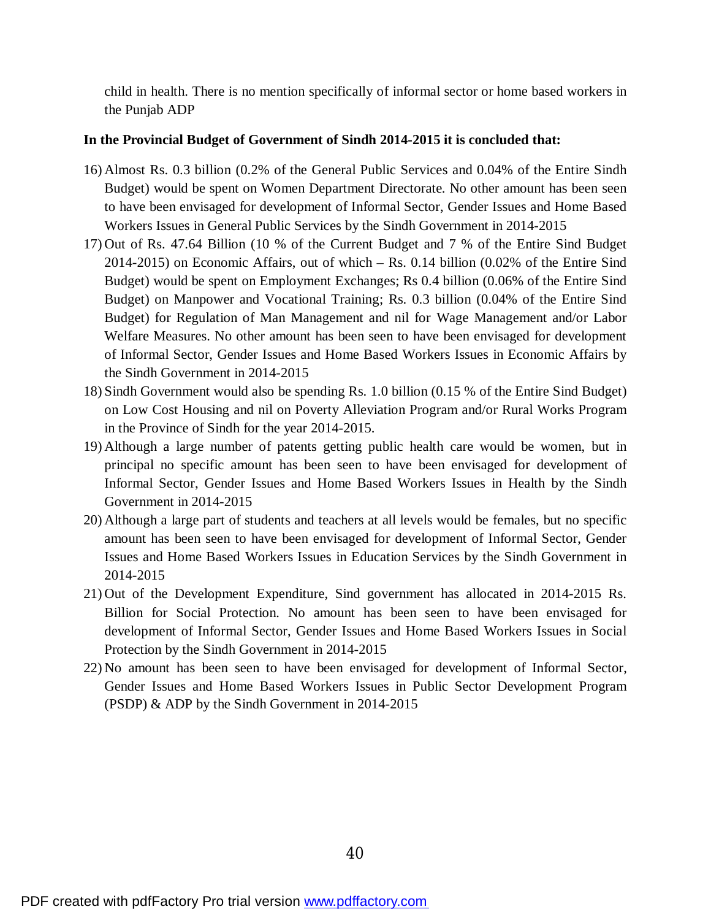child in health. There is no mention specifically of informal sector or home based workers in the Punjab ADP

**In the Provincial Budget of Government of Sindh 2014-2015 it is concluded that:**

16) Almost Rs. 0.3 billion (0.2% of the General Public Services and 0.04% of the Entire Sindh Budget) would be spent on Women Department Directorate. No other amount has been seen to have been envisaged for development of Informal Sector, Gender Issues and Home Based Workers Issues in General Public Services by the Sindh Government in 2014-2015
17) Out of Rs. 47.64 Billion (10 % of the Current Budget and 7 % of the Entire Sind Budget 2014-2015) on Economic Affairs, out of which – Rs. 0.14 billion (0.02% of the Entire Sind Budget) would be spent on Employment Exchanges; Rs 0.4 billion (0.06% of the Entire Sind Budget) on Manpower and Vocational Training; Rs. 0.3 billion (0.04% of the Entire Sind Budget) for Regulation of Man Management and nil for Wage Management and/or Labor Welfare Measures. No other amount has been seen to have been envisaged for development of Informal Sector, Gender Issues and Home Based Workers Issues in Economic Affairs by the Sindh Government in 2014-2015
18) Sindh Government would also be spending Rs. 1.0 billion (0.15 % of the Entire Sind Budget) on Low Cost Housing and nil on Poverty Alleviation Program and/or Rural Works Program in the Province of Sindh for the year 2014-2015.
19) Although a large number of patents getting public health care would be women, but in principal no specific amount has been seen to have been envisaged for development of Informal Sector, Gender Issues and Home Based Workers Issues in Health by the Sindh Government in 2014-2015
20) Although a large part of students and teachers at all levels would be females, but no specific amount has been seen to have been envisaged for development of Informal Sector, Gender Issues and Home Based Workers Issues in Education Services by the Sindh Government in 2014-2015
21) Out of the Development Expenditure, Sind government has allocated in 2014-2015 Rs. Billion for Social Protection. No amount has been seen to have been envisaged for development of Informal Sector, Gender Issues and Home Based Workers Issues in Social Protection by the Sindh Government in 2014-2015
22) No amount has been seen to have been envisaged for development of Informal Sector, Gender Issues and Home Based Workers Issues in Public Sector Development Program (PSDP) & ADP by the Sindh Government in 2014-2015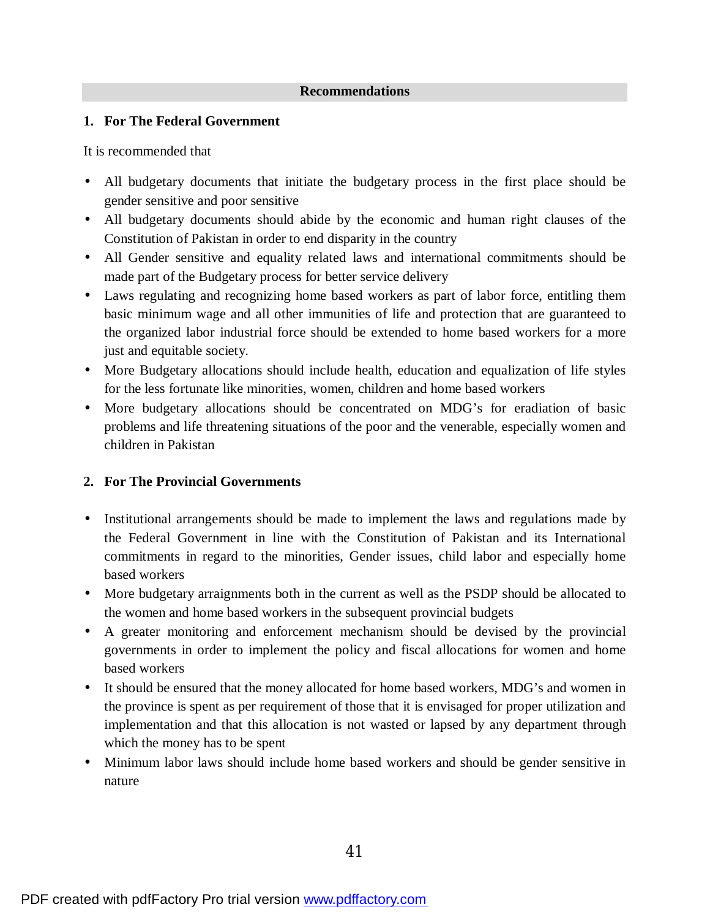## Recommendations

### 1. For The Federal Government

It is recommended that

- All budgetary documents that initiate the budgetary process in the first place should be gender sensitive and poor sensitive
- All budgetary documents should abide by the economic and human right clauses of the Constitution of Pakistan in order to end disparity in the country
- All Gender sensitive and equality related laws and international commitments should be made part of the Budgetary process for better service delivery
- Laws regulating and recognizing home based workers as part of labor force, entitling them basic minimum wage and all other immunities of life and protection that are guaranteed to the organized labor industrial force should be extended to home based workers for a more just and equitable society.
- More Budgetary allocations should include health, education and equalization of life styles for the less fortunate like minorities, women, children and home based workers
- More budgetary allocations should be concentrated on MDG's for eradiation of basic problems and life threatening situations of the poor and the venerable, especially women and children in Pakistan

### 2. For The Provincial Governments

- Institutional arrangements should be made to implement the laws and regulations made by the Federal Government in line with the Constitution of Pakistan and its International commitments in regard to the minorities, Gender issues, child labor and especially home based workers
- More budgetary arraignments both in the current as well as the PSDP should be allocated to the women and home based workers in the subsequent provincial budgets
- A greater monitoring and enforcement mechanism should be devised by the provincial governments in order to implement the policy and fiscal allocations for women and home based workers
- It should be ensured that the money allocated for home based workers, MDG's and women in the province is spent as per requirement of those that it is envisaged for proper utilization and implementation and that this allocation is not wasted or lapsed by any department through which the money has to be spent
- Minimum labor laws should include home based workers and should be gender sensitive in nature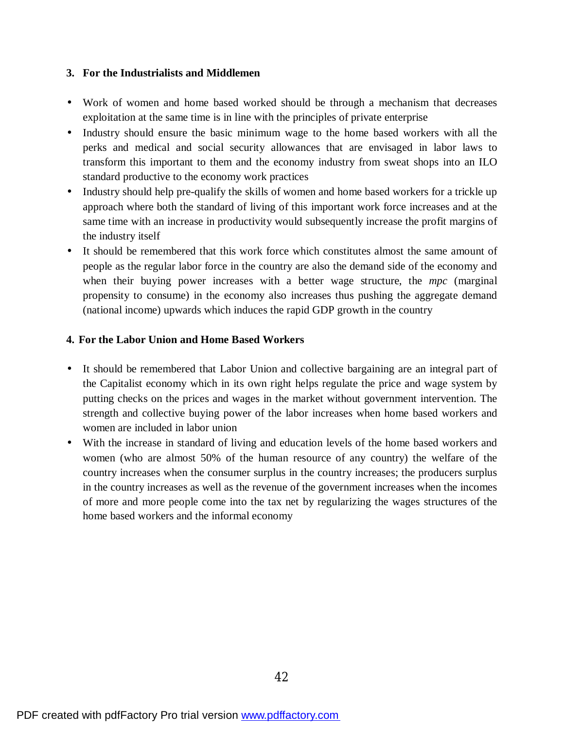### 3. For the Industrialists and Middlemen

- Work of women and home based worked should be through a mechanism that decreases exploitation at the same time is in line with the principles of private enterprise
- Industry should ensure the basic minimum wage to the home based workers with all the perks and medical and social security allowances that are envisaged in labor laws to transform this important to them and the economy industry from sweat shops into an ILO standard productive to the economy work practices
- Industry should help pre-qualify the skills of women and home based workers for a trickle up approach where both the standard of living of this important work force increases and at the same time with an increase in productivity would subsequently increase the profit margins of the industry itself
- It should be remembered that this work force which constitutes almost the same amount of people as the regular labor force in the country are also the demand side of the economy and when their buying power increases with a better wage structure, the *mpc* (marginal propensity to consume) in the economy also increases thus pushing the aggregate demand (national income) upwards which induces the rapid GDP growth in the country

### 4. For the Labor Union and Home Based Workers

- It should be remembered that Labor Union and collective bargaining are an integral part of the Capitalist economy which in its own right helps regulate the price and wage system by putting checks on the prices and wages in the market without government intervention. The strength and collective buying power of the labor increases when home based workers and women are included in labor union
- With the increase in standard of living and education levels of the home based workers and women (who are almost 50% of the human resource of any country) the welfare of the country increases when the consumer surplus in the country increases; the producers surplus in the country increases as well as the revenue of the government increases when the incomes of more and more people come into the tax net by regularizing the wages structures of the home based workers and the informal economy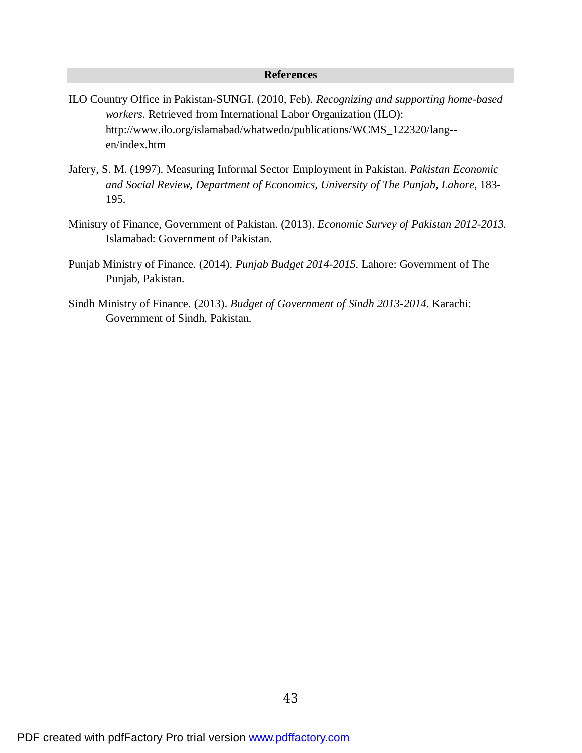## References

ILO Country Office in Pakistan-SUNGI. (2010, Feb). *Recognizing and supporting home-based workers.* Retrieved from International Labor Organization (ILO): http://www.ilo.org/islamabad/whatwedo/publications/WCMS_122320/lang--en/index.htm

Jafery, S. M. (1997). Measuring Informal Sector Employment in Pakistan. *Pakistan Economic and Social Review, Department of Economics, University of The Punjab, Lahore*, 183-195.

Ministry of Finance, Government of Pakistan. (2013). *Economic Survey of Pakistan 2012-2013.* Islamabad: Government of Pakistan.

Punjab Ministry of Finance. (2014). *Punjab Budget 2014-2015.* Lahore: Government of The Punjab, Pakistan.

Sindh Ministry of Finance. (2013). *Budget of Government of Sindh 2013-2014.* Karachi: Government of Sindh, Pakistan.